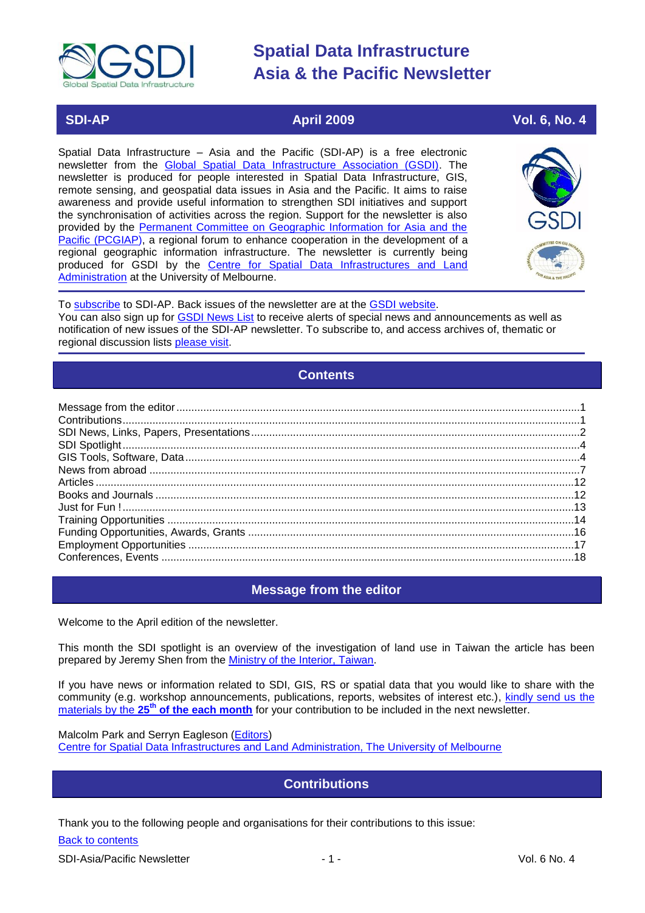# Spatial Data Infrastructure Asia & the Pacific Newsletter

**SDI-AP** | **April 2009** | **Vol. 6, No. 4**

Spatial Data Infrastructure – Asia and the Pacific (SDI-AP) is a free electronic newsletter from the Global Spatial Data Infrastructure Association (GSDI). The newsletter is produced for people interested in Spatial Data Infrastructure, GIS, remote sensing, and geospatial data issues in Asia and the Pacific. It aims to raise awareness and provide useful information to strengthen SDI initiatives and support the synchronisation of activities across the region. Support for the newsletter is also provided by the Permanent Committee on Geographic Information for Asia and the Pacific (PCGIAP), a regional forum to enhance cooperation in the development of a regional geographic information infrastructure. The newsletter is currently being produced for GSDI by the Centre for Spatial Data Infrastructures and Land Administration at the University of Melbourne.

To subscribe to SDI-AP. Back issues of the newsletter are at the GSDI website.
You can also sign up for GSDI News List to receive alerts of special news and announcements as well as notification of new issues of the SDI-AP newsletter. To subscribe to, and access archives of, thematic or regional discussion lists please visit.

## Contents

- Message from the editor ... 1
- Contributions ... 1
- SDI News, Links, Papers, Presentations ... 2
- SDI Spotlight ... 4
- GIS Tools, Software, Data ... 4
- News from abroad ... 7
- Articles ... 12
- Books and Journals ... 12
- Just for Fun ! ... 13
- Training Opportunities ... 14
- Funding Opportunities, Awards, Grants ... 16
- Employment Opportunities ... 17
- Conferences, Events ... 18

## Message from the editor

Welcome to the April edition of the newsletter.

This month the SDI spotlight is an overview of the investigation of land use in Taiwan the article has been prepared by Jeremy Shen from the Ministry of the Interior, Taiwan.

If you have news or information related to SDI, GIS, RS or spatial data that you would like to share with the community (e.g. workshop announcements, publications, reports, websites of interest etc.), kindly send us the materials by the **25th of the each month** for your contribution to be included in the next newsletter.

Malcolm Park and Serryn Eagleson (Editors)
Centre for Spatial Data Infrastructures and Land Administration, The University of Melbourne

## Contributions

Thank you to the following people and organisations for their contributions to this issue:

Back to contents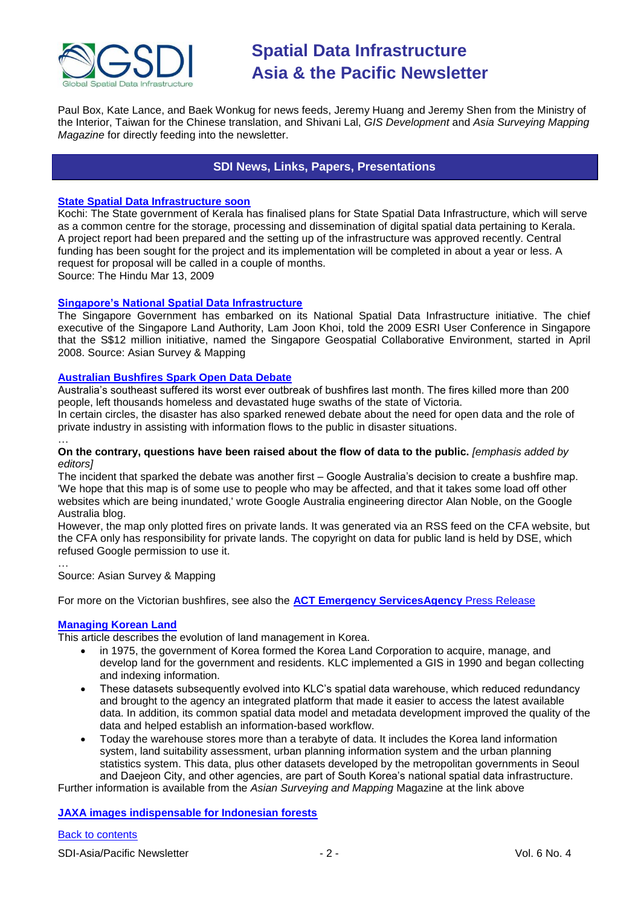Paul Box, Kate Lance, and Baek Wonkug for news feeds, Jeremy Huang and Jeremy Shen from the Ministry of the Interior, Taiwan for the Chinese translation, and Shivani Lal, *GIS Development* and *Asia Surveying Mapping Magazine* for directly feeding into the newsletter.

## SDI News, Links, Papers, Presentations

### State Spatial Data Infrastructure soon

Kochi: The State government of Kerala has finalised plans for State Spatial Data Infrastructure, which will serve as a common centre for the storage, processing and dissemination of digital spatial data pertaining to Kerala. A project report had been prepared and the setting up of the infrastructure was approved recently. Central funding has been sought for the project and its implementation will be completed in about a year or less. A request for proposal will be called in a couple of months.
Source: The Hindu Mar 13, 2009

### Singapore's National Spatial Data Infrastructure

The Singapore Government has embarked on its National Spatial Data Infrastructure initiative. The chief executive of the Singapore Land Authority, Lam Joon Khoi, told the 2009 ESRI User Conference in Singapore that the S$12 million initiative, named the Singapore Geospatial Collaborative Environment, started in April 2008. Source: Asian Survey & Mapping

### Australian Bushfires Spark Open Data Debate

Australia's southeast suffered its worst ever outbreak of bushfires last month. The fires killed more than 200 people, left thousands homeless and devastated huge swaths of the state of Victoria.
In certain circles, the disaster has also sparked renewed debate about the need for open data and the role of private industry in assisting with information flows to the public in disaster situations.
…
**On the contrary, questions have been raised about the flow of data to the public.** *[emphasis added by editors]*
The incident that sparked the debate was another first – Google Australia's decision to create a bushfire map. 'We hope that this map is of some use to people who may be affected, and that it takes some load off other websites which are being inundated,' wrote Google Australia engineering director Alan Noble, on the Google Australia blog.
However, the map only plotted fires on private lands. It was generated via an RSS feed on the CFA website, but the CFA only has responsibility for private lands. The copyright on data for public land is held by DSE, which refused Google permission to use it.
…
Source: Asian Survey & Mapping

For more on the Victorian bushfires, see also the **ACT Emergency ServicesAgency** Press Release

### Managing Korean Land

This article describes the evolution of land management in Korea.

- in 1975, the government of Korea formed the Korea Land Corporation to acquire, manage, and develop land for the government and residents. KLC implemented a GIS in 1990 and began collecting and indexing information.
- These datasets subsequently evolved into KLC's spatial data warehouse, which reduced redundancy and brought to the agency an integrated platform that made it easier to access the latest available data. In addition, its common spatial data model and metadata development improved the quality of the data and helped establish an information-based workflow.
- Today the warehouse stores more than a terabyte of data. It includes the Korea land information system, land suitability assessment, urban planning information system and the urban planning statistics system. This data, plus other datasets developed by the metropolitan governments in Seoul and Daejeon City, and other agencies, are part of South Korea's national spatial data infrastructure.

Further information is available from the *Asian Surveying and Mapping* Magazine at the link above

### JAXA images indispensable for Indonesian forests

Back to contents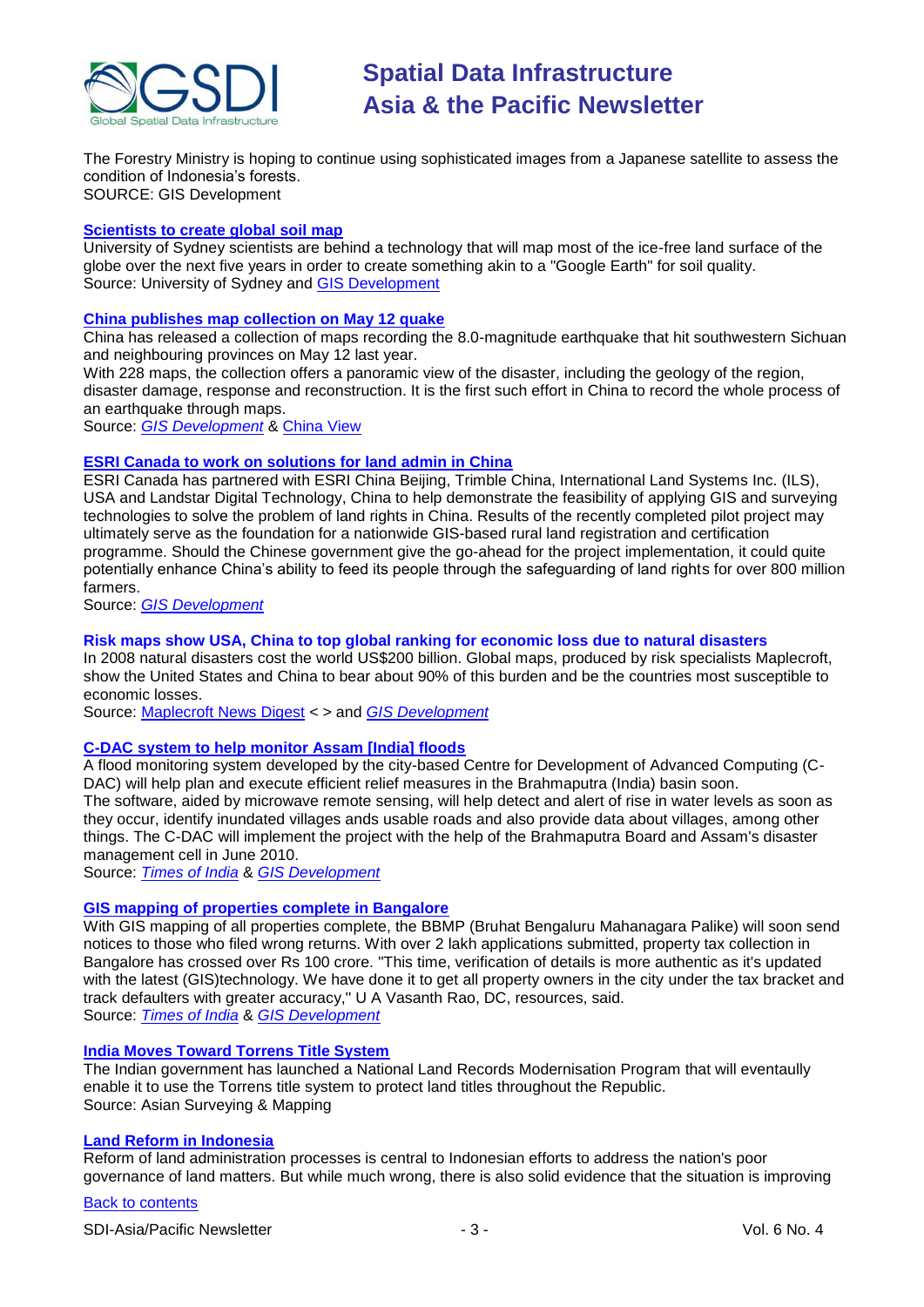The Forestry Ministry is hoping to continue using sophisticated images from a Japanese satellite to assess the condition of Indonesia's forests.
SOURCE: GIS Development

### [Scientists to create global soil map]

University of Sydney scientists are behind a technology that will map most of the ice-free land surface of the globe over the next five years in order to create something akin to a "Google Earth" for soil quality.
Source: University of Sydney and GIS Development

### [China publishes map collection on May 12 quake]

China has released a collection of maps recording the 8.0-magnitude earthquake that hit southwestern Sichuan and neighbouring provinces on May 12 last year.
With 228 maps, the collection offers a panoramic view of the disaster, including the geology of the region, disaster damage, response and reconstruction. It is the first such effort in China to record the whole process of an earthquake through maps.
Source: *GIS Development* & China View

### [ESRI Canada to work on solutions for land admin in China]

ESRI Canada has partnered with ESRI China Beijing, Trimble China, International Land Systems Inc. (ILS), USA and Landstar Digital Technology, China to help demonstrate the feasibility of applying GIS and surveying technologies to solve the problem of land rights in China. Results of the recently completed pilot project may ultimately serve as the foundation for a nationwide GIS-based rural land registration and certification programme. Should the Chinese government give the go-ahead for the project implementation, it could quite potentially enhance China's ability to feed its people through the safeguarding of land rights for over 800 million farmers.
Source: *GIS Development*

### Risk maps show USA, China to top global ranking for economic loss due to natural disasters

In 2008 natural disasters cost the world US$200 billion. Global maps, produced by risk specialists Maplecroft, show the United States and China to bear about 90% of this burden and be the countries most susceptible to economic losses.
Source: Maplecroft News Digest < > and *GIS Development*

### [C-DAC system to help monitor Assam [India] floods]

A flood monitoring system developed by the city-based Centre for Development of Advanced Computing (C-DAC) will help plan and execute efficient relief measures in the Brahmaputra (India) basin soon.
The software, aided by microwave remote sensing, will help detect and alert of rise in water levels as soon as they occur, identify inundated villages ands usable roads and also provide data about villages, among other things. The C-DAC will implement the project with the help of the Brahmaputra Board and Assam's disaster management cell in June 2010.
Source: *Times of India* & *GIS Development*

### [GIS mapping of properties complete in Bangalore]

With GIS mapping of all properties complete, the BBMP (Bruhat Bengaluru Mahanagara Palike) will soon send notices to those who filed wrong returns. With over 2 lakh applications submitted, property tax collection in Bangalore has crossed over Rs 100 crore. "This time, verification of details is more authentic as it's updated with the latest (GIS)technology. We have done it to get all property owners in the city under the tax bracket and track defaulters with greater accuracy," U A Vasanth Rao, DC, resources, said.
Source: *Times of India* & *GIS Development*

### [India Moves Toward Torrens Title System]

The Indian government has launched a National Land Records Modernisation Program that will eventually enable it to use the Torrens title system to protect land titles throughout the Republic.
Source: Asian Surveying & Mapping

### [Land Reform in Indonesia]

Reform of land administration processes is central to Indonesian efforts to address the nation's poor governance of land matters. But while much wrong, there is also solid evidence that the situation is improving

Back to contents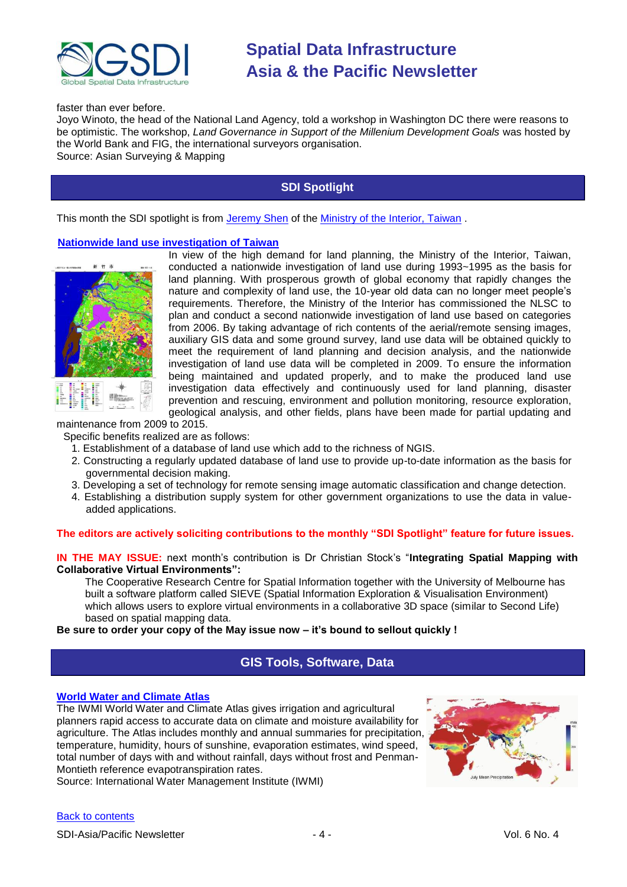faster than ever before.
Joyo Winoto, the head of the National Land Agency, told a workshop in Washington DC there were reasons to be optimistic. The workshop, *Land Governance in Support of the Millenium Development Goals* was hosted by the World Bank and FIG, the international surveyors organisation.
Source: Asian Surveying & Mapping

## SDI Spotlight

This month the SDI spotlight is from Jeremy Shen of the Ministry of the Interior, Taiwan .

### Nationwide land use investigation of Taiwan

In view of the high demand for land planning, the Ministry of the Interior, Taiwan, conducted a nationwide investigation of land use during 1993~1995 as the basis for land planning. With prosperous growth of global economy that rapidly changes the nature and complexity of land use, the 10-year old data can no longer meet people's requirements. Therefore, the Ministry of the Interior has commissioned the NLSC to plan and conduct a second nationwide investigation of land use based on categories from 2006. By taking advantage of rich contents of the aerial/remote sensing images, auxiliary GIS data and some ground survey, land use data will be obtained quickly to meet the requirement of land planning and decision analysis, and the nationwide investigation of land use data will be completed in 2009. To ensure the information being maintained and updated properly, and to make the produced land use investigation data effectively and continuously used for land planning, disaster prevention and rescuing, environment and pollution monitoring, resource exploration, geological analysis, and other fields, plans have been made for partial updating and maintenance from 2009 to 2015.

Specific benefits realized are as follows:

1. Establishment of a database of land use which add to the richness of NGIS.
2. Constructing a regularly updated database of land use to provide up-to-date information as the basis for governmental decision making.
3. Developing a set of technology for remote sensing image automatic classification and change detection.
4. Establishing a distribution supply system for other government organizations to use the data in value-added applications.

**The editors are actively soliciting contributions to the monthly "SDI Spotlight" feature for future issues.**

**IN THE MAY ISSUE:** next month's contribution is Dr Christian Stock's "**Integrating Spatial Mapping with Collaborative Virtual Environments":**

The Cooperative Research Centre for Spatial Information together with the University of Melbourne has built a software platform called SIEVE (Spatial Information Exploration & Visualisation Environment) which allows users to explore virtual environments in a collaborative 3D space (similar to Second Life) based on spatial mapping data.

**Be sure to order your copy of the May issue now – it's bound to sellout quickly !**

## GIS Tools, Software, Data

### World Water and Climate Atlas

The IWMI World Water and Climate Atlas gives irrigation and agricultural planners rapid access to accurate data on climate and moisture availability for agriculture. The Atlas includes monthly and annual summaries for precipitation, temperature, humidity, hours of sunshine, evaporation estimates, wind speed, total number of days with and without rainfall, days without frost and Penman-Montieth reference evapotranspiration rates.
Source: International Water Management Institute (IWMI)

Back to contents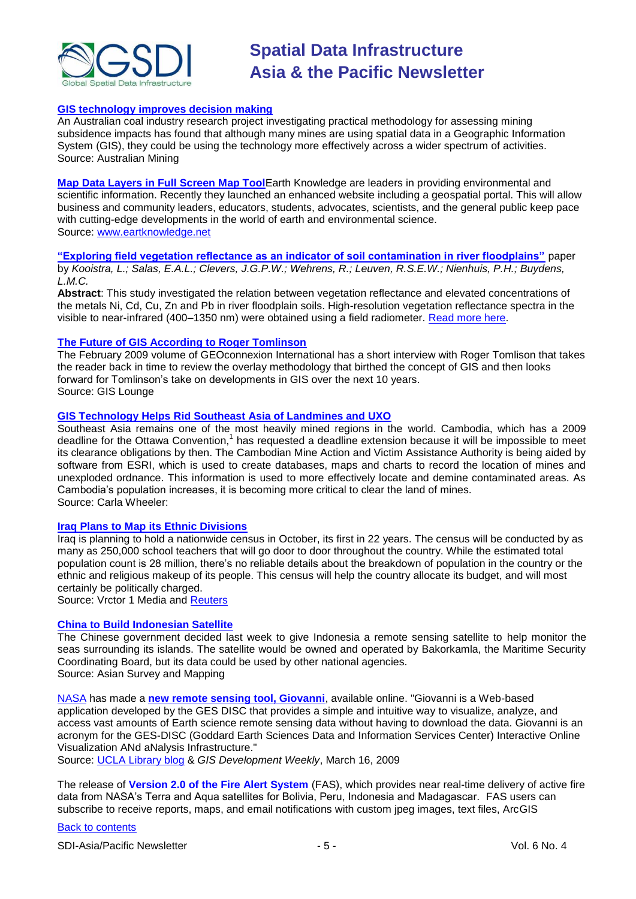**GIS technology improves decision making**
An Australian coal industry research project investigating practical methodology for assessing mining subsidence impacts has found that although many mines are using spatial data in a Geographic Information System (GIS), they could be using the technology more effectively across a wider spectrum of activities.
Source: Australian Mining

**Map Data Layers in Full Screen Map Tool**Earth Knowledge are leaders in providing environmental and scientific information. Recently they launched an enhanced website including a geospatial portal. This will allow business and community leaders, educators, students, advocates, scientists, and the general public keep pace with cutting-edge developments in the world of earth and environmental science.
Source: www.eartknowledge.net

**"Exploring field vegetation reflectance as an indicator of soil contamination in river floodplains"** paper by *Kooistra, L.; Salas, E.A.L.; Clevers, J.G.P.W.; Wehrens, R.; Leuven, R.S.E.W.; Nienhuis, P.H.; Buydens, L.M.C.*

**Abstract**: This study investigated the relation between vegetation reflectance and elevated concentrations of the metals Ni, Cd, Cu, Zn and Pb in river floodplain soils. High-resolution vegetation reflectance spectra in the visible to near-infrared (400–1350 nm) were obtained using a field radiometer. Read more here.

**The Future of GIS According to Roger Tomlinson**
The February 2009 volume of GEOconnexion International has a short interview with Roger Tomlison that takes the reader back in time to review the overlay methodology that birthed the concept of GIS and then looks forward for Tomlinson's take on developments in GIS over the next 10 years.
Source: GIS Lounge

**GIS Technology Helps Rid Southeast Asia of Landmines and UXO**
Southeast Asia remains one of the most heavily mined regions in the world. Cambodia, which has a 2009 deadline for the Ottawa Convention,[1] has requested a deadline extension because it will be impossible to meet its clearance obligations by then. The Cambodian Mine Action and Victim Assistance Authority is being aided by software from ESRI, which is used to create databases, maps and charts to record the location of mines and unexploded ordnance. This information is used to more effectively locate and demine contaminated areas. As Cambodia's population increases, it is becoming more critical to clear the land of mines.
Source: Carla Wheeler:

**Iraq Plans to Map its Ethnic Divisions**
Iraq is planning to hold a nationwide census in October, its first in 22 years. The census will be conducted by as many as 250,000 school teachers that will go door to door throughout the country. While the estimated total population count is 28 million, there's no reliable details about the breakdown of population in the country or the ethnic and religious makeup of its people. This census will help the country allocate its budget, and will most certainly be politically charged.
Source: Vrctor 1 Media and Reuters

**China to Build Indonesian Satellite**
The Chinese government decided last week to give Indonesia a remote sensing satellite to help monitor the seas surrounding its islands. The satellite would be owned and operated by Bakorkamla, the Maritime Security Coordinating Board, but its data could be used by other national agencies.
Source: Asian Survey and Mapping

NASA has made a **new remote sensing tool, Giovanni**, available online. "Giovanni is a Web-based application developed by the GES DISC that provides a simple and intuitive way to visualize, analyze, and access vast amounts of Earth science remote sensing data without having to download the data. Giovanni is an acronym for the GES-DISC (Goddard Earth Sciences Data and Information Services Center) Interactive Online Visualization ANd aNalysis Infrastructure."
Source: UCLA Library blog & *GIS Development Weekly*, March 16, 2009

The release of **Version 2.0 of the Fire Alert System** (FAS), which provides near real-time delivery of active fire data from NASA's Terra and Aqua satellites for Bolivia, Peru, Indonesia and Madagascar. FAS users can subscribe to receive reports, maps, and email notifications with custom jpeg images, text files, ArcGIS

Back to contents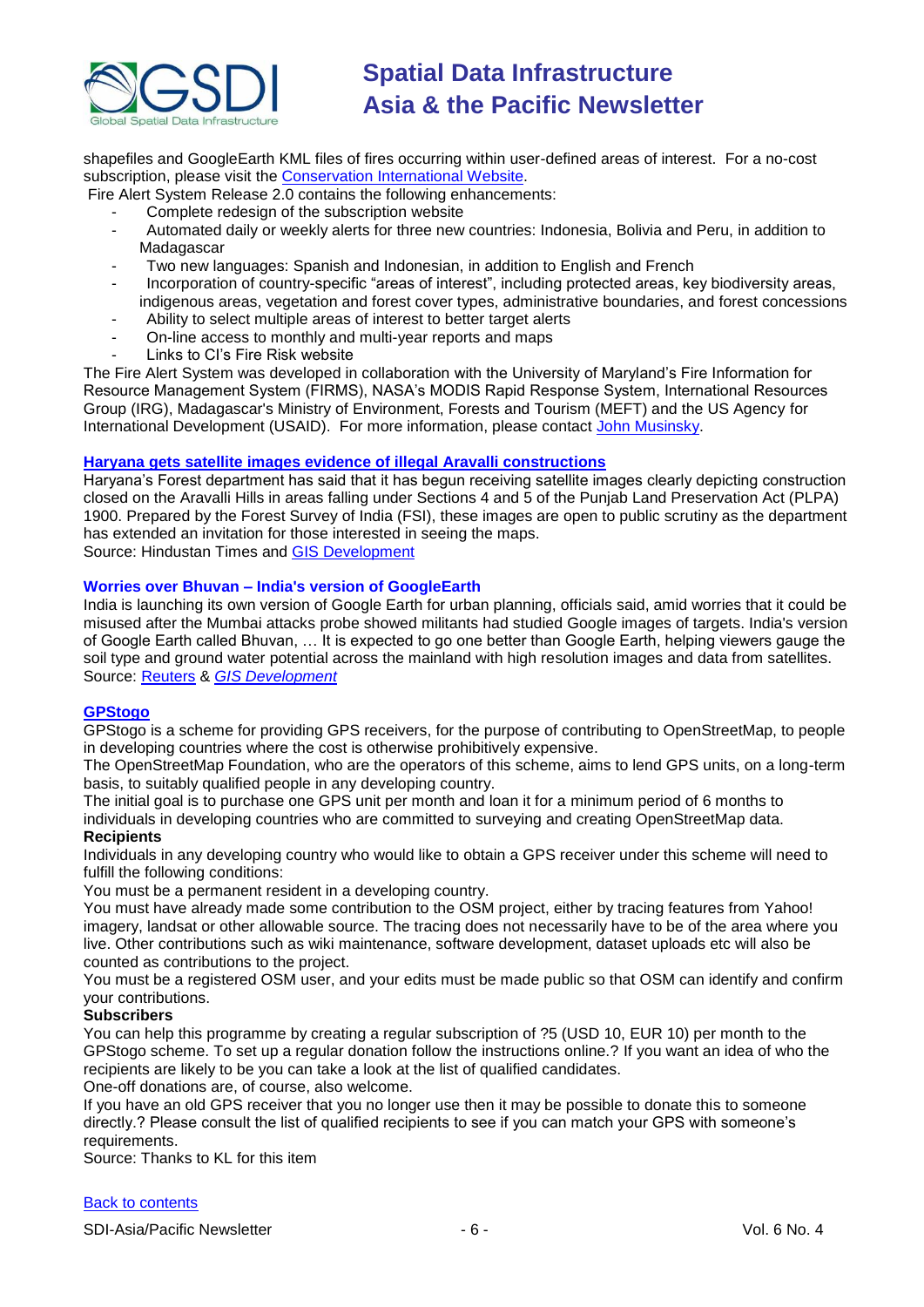shapefiles and GoogleEarth KML files of fires occurring within user-defined areas of interest. For a no-cost subscription, please visit the [Conservation International Website](#).

Fire Alert System Release 2.0 contains the following enhancements:

- Complete redesign of the subscription website
- Automated daily or weekly alerts for three new countries: Indonesia, Bolivia and Peru, in addition to Madagascar
- Two new languages: Spanish and Indonesian, in addition to English and French
- Incorporation of country-specific “areas of interest”, including protected areas, key biodiversity areas, indigenous areas, vegetation and forest cover types, administrative boundaries, and forest concessions
- Ability to select multiple areas of interest to better target alerts
- On-line access to monthly and multi-year reports and maps
- Links to CI’s Fire Risk website

The Fire Alert System was developed in collaboration with the University of Maryland’s Fire Information for Resource Management System (FIRMS), NASA’s MODIS Rapid Response System, International Resources Group (IRG), Madagascar's Ministry of Environment, Forests and Tourism (MEFT) and the US Agency for International Development (USAID). For more information, please contact [John Musinsky](#).

### [Haryana gets satellite images evidence of illegal Aravalli constructions](#)

Haryana’s Forest department has said that it has begun receiving satellite images clearly depicting construction closed on the Aravalli Hills in areas falling under Sections 4 and 5 of the Punjab Land Preservation Act (PLPA) 1900. Prepared by the Forest Survey of India (FSI), these images are open to public scrutiny as the department has extended an invitation for those interested in seeing the maps.

Source: Hindustan Times and [GIS Development](#)

### Worries over Bhuvan – India's version of GoogleEarth

India is launching its own version of Google Earth for urban planning, officials said, amid worries that it could be misused after the Mumbai attacks probe showed militants had studied Google images of targets. India's version of Google Earth called Bhuvan, … It is expected to go one better than Google Earth, helping viewers gauge the soil type and ground water potential across the mainland with high resolution images and data from satellites.

Source: [Reuters](#) & [*GIS Development*](#)

### [GPStogo](#)

GPStogo is a scheme for providing GPS receivers, for the purpose of contributing to OpenStreetMap, to people in developing countries where the cost is otherwise prohibitively expensive.

The OpenStreetMap Foundation, who are the operators of this scheme, aims to lend GPS units, on a long-term basis, to suitably qualified people in any developing country.

The initial goal is to purchase one GPS unit per month and loan it for a minimum period of 6 months to individuals in developing countries who are committed to surveying and creating OpenStreetMap data.

**Recipients**

Individuals in any developing country who would like to obtain a GPS receiver under this scheme will need to fulfill the following conditions:

You must be a permanent resident in a developing country.

You must have already made some contribution to the OSM project, either by tracing features from Yahoo! imagery, landsat or other allowable source. The tracing does not necessarily have to be of the area where you live. Other contributions such as wiki maintenance, software development, dataset uploads etc will also be counted as contributions to the project.

You must be a registered OSM user, and your edits must be made public so that OSM can identify and confirm your contributions.

**Subscribers**

You can help this programme by creating a regular subscription of ?5 (USD 10, EUR 10) per month to the GPStogo scheme. To set up a regular donation follow the instructions online.? If you want an idea of who the recipients are likely to be you can take a look at the list of qualified candidates.

One-off donations are, of course, also welcome.

If you have an old GPS receiver that you no longer use then it may be possible to donate this to someone directly.? Please consult the list of qualified recipients to see if you can match your GPS with someone’s requirements.

Source: Thanks to KL for this item

[Back to contents](#)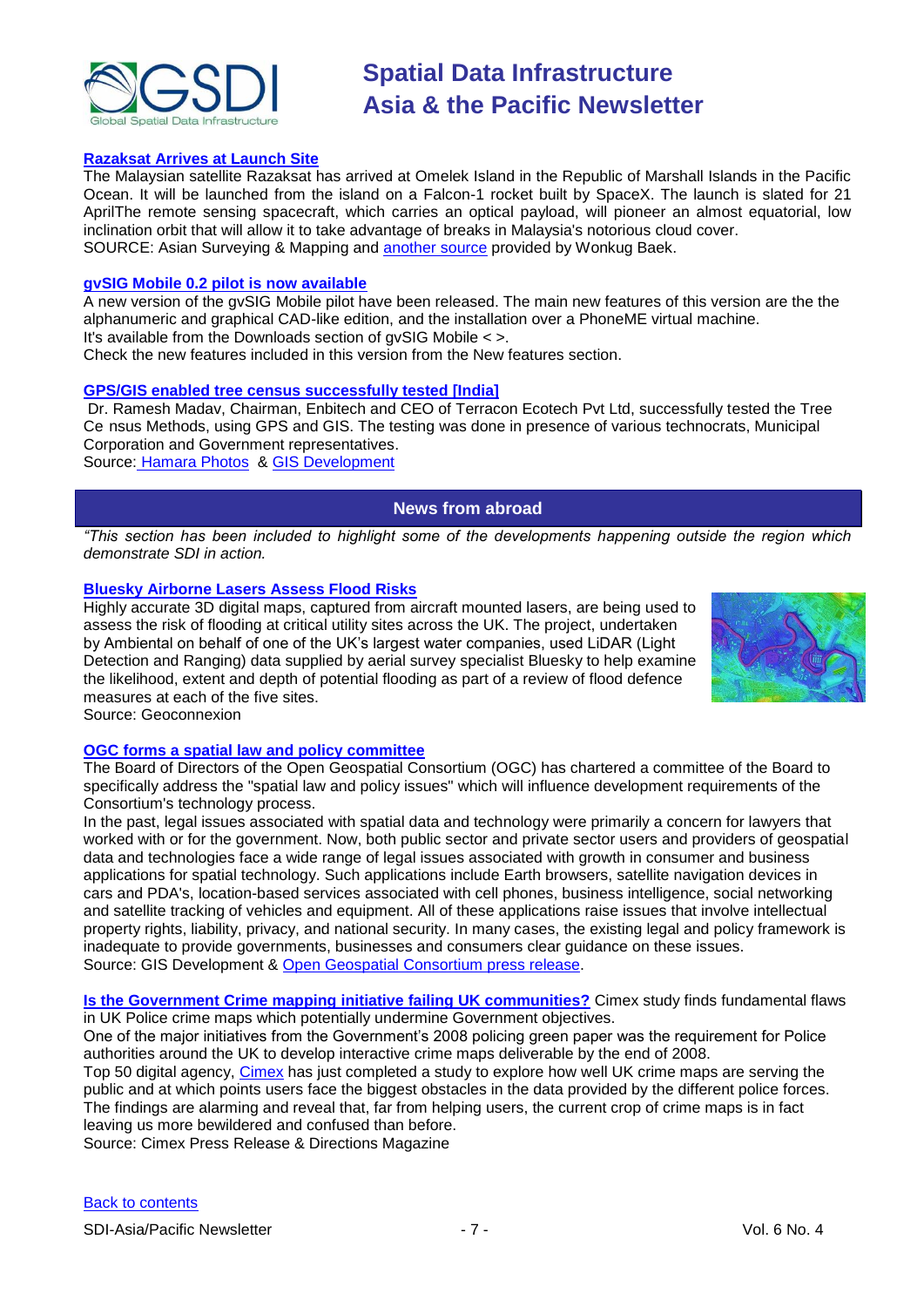### [Razaksat Arrives at Launch Site]

The Malaysian satellite Razaksat has arrived at Omelek Island in the Republic of Marshall Islands in the Pacific Ocean. It will be launched from the island on a Falcon-1 rocket built by SpaceX. The launch is slated for 21 AprilThe remote sensing spacecraft, which carries an optical payload, will pioneer an almost equatorial, low inclination orbit that will allow it to take advantage of breaks in Malaysia's notorious cloud cover.
SOURCE: Asian Surveying & Mapping and [another source] provided by Wonkug Baek.

### [gvSIG Mobile 0.2 pilot is now available]

A new version of the gvSIG Mobile pilot have been released. The main new features of this version are the the alphanumeric and graphical CAD-like edition, and the installation over a PhoneME virtual machine.
It's available from the Downloads section of gvSIG Mobile < >.
Check the new features included in this version from the New features section.

### [GPS/GIS enabled tree census successfully tested [India]]

Dr. Ramesh Madav, Chairman, Enbitech and CEO of Terracon Ecotech Pvt Ltd, successfully tested the Tree Ce nsus Methods, using GPS and GIS. The testing was done in presence of various technocrats, Municipal Corporation and Government representatives.
Source: [Hamara Photos] & [GIS Development]

## News from abroad

*"This section has been included to highlight some of the developments happening outside the region which demonstrate SDI in action.*

### [Bluesky Airborne Lasers Assess Flood Risks]

Highly accurate 3D digital maps, captured from aircraft mounted lasers, are being used to assess the risk of flooding at critical utility sites across the UK. The project, undertaken by Ambiental on behalf of one of the UK's largest water companies, used LiDAR (Light Detection and Ranging) data supplied by aerial survey specialist Bluesky to help examine the likelihood, extent and depth of potential flooding as part of a review of flood defence measures at each of the five sites.
Source: Geoconnexion

### [OGC forms a spatial law and policy committee]

The Board of Directors of the Open Geospatial Consortium (OGC) has chartered a committee of the Board to specifically address the "spatial law and policy issues" which will influence development requirements of the Consortium's technology process.

In the past, legal issues associated with spatial data and technology were primarily a concern for lawyers that worked with or for the government. Now, both public sector and private sector users and providers of geospatial data and technologies face a wide range of legal issues associated with growth in consumer and business applications for spatial technology. Such applications include Earth browsers, satellite navigation devices in cars and PDA's, location-based services associated with cell phones, business intelligence, social networking and satellite tracking of vehicles and equipment. All of these applications raise issues that involve intellectual property rights, liability, privacy, and national security. In many cases, the existing legal and policy framework is inadequate to provide governments, businesses and consumers clear guidance on these issues.
Source: GIS Development & [Open Geospatial Consortium press release].

**[Is the Government Crime mapping initiative failing UK communities?]** Cimex study finds fundamental flaws in UK Police crime maps which potentially undermine Government objectives.

One of the major initiatives from the Government's 2008 policing green paper was the requirement for Police authorities around the UK to develop interactive crime maps deliverable by the end of 2008.

Top 50 digital agency, [Cimex] has just completed a study to explore how well UK crime maps are serving the public and at which points users face the biggest obstacles in the data provided by the different police forces. The findings are alarming and reveal that, far from helping users, the current crop of crime maps is in fact leaving us more bewildered and confused than before.
Source: Cimex Press Release & Directions Magazine

[Back to contents]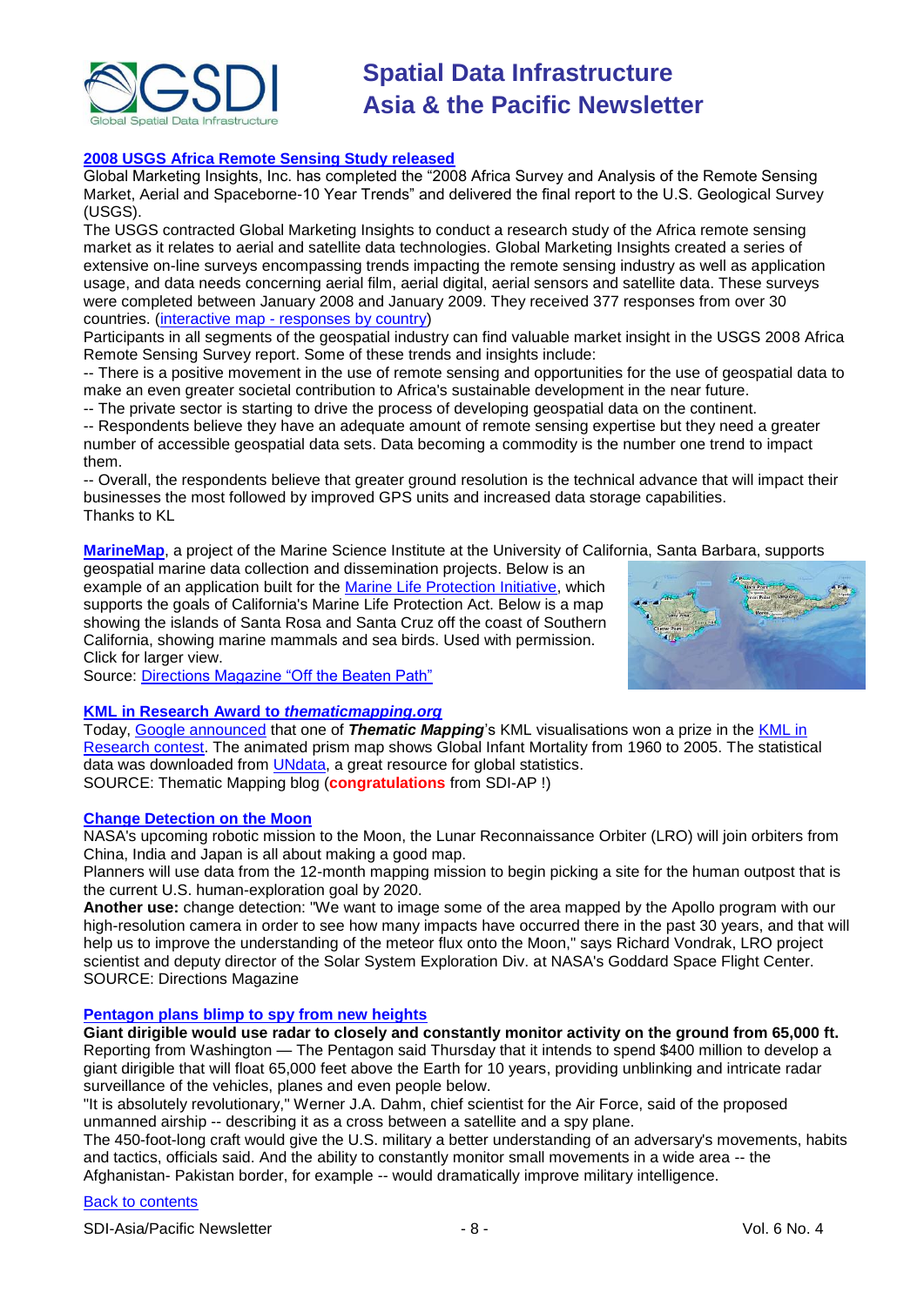### [2008 USGS Africa Remote Sensing Study released]

Global Marketing Insights, Inc. has completed the "2008 Africa Survey and Analysis of the Remote Sensing Market, Aerial and Spaceborne-10 Year Trends" and delivered the final report to the U.S. Geological Survey (USGS).

The USGS contracted Global Marketing Insights to conduct a research study of the Africa remote sensing market as it relates to aerial and satellite data technologies. Global Marketing Insights created a series of extensive on-line surveys encompassing trends impacting the remote sensing industry as well as application usage, and data needs concerning aerial film, aerial digital, aerial sensors and satellite data. These surveys were completed between January 2008 and January 2009. They received 377 responses from over 30 countries. (interactive map - responses by country)

Participants in all segments of the geospatial industry can find valuable market insight in the USGS 2008 Africa Remote Sensing Survey report. Some of these trends and insights include:

-- There is a positive movement in the use of remote sensing and opportunities for the use of geospatial data to make an even greater societal contribution to Africa's sustainable development in the near future.

-- The private sector is starting to drive the process of developing geospatial data on the continent.

-- Respondents believe they have an adequate amount of remote sensing expertise but they need a greater number of accessible geospatial data sets. Data becoming a commodity is the number one trend to impact them.

-- Overall, the respondents believe that greater ground resolution is the technical advance that will impact their businesses the most followed by improved GPS units and increased data storage capabilities.

Thanks to KL

**MarineMap**, a project of the Marine Science Institute at the University of California, Santa Barbara, supports geospatial marine data collection and dissemination projects. Below is an example of an application built for the Marine Life Protection Initiative, which supports the goals of California's Marine Life Protection Act. Below is a map showing the islands of Santa Rosa and Santa Cruz off the coast of Southern California, showing marine mammals and sea birds. Used with permission. Click for larger view.

Source: Directions Magazine "Off the Beaten Path"

### KML in Research Award to *thematicmapping.org*

Today, Google announced that one of ***Thematic Mapping***'s KML visualisations won a prize in the KML in Research contest. The animated prism map shows Global Infant Mortality from 1960 to 2005. The statistical data was downloaded from UNdata, a great resource for global statistics.

SOURCE: Thematic Mapping blog (**congratulations** from SDI-AP !)

### Change Detection on the Moon

NASA's upcoming robotic mission to the Moon, the Lunar Reconnaissance Orbiter (LRO) will join orbiters from China, India and Japan is all about making a good map.

Planners will use data from the 12-month mapping mission to begin picking a site for the human outpost that is the current U.S. human-exploration goal by 2020.

**Another use:** change detection: "We want to image some of the area mapped by the Apollo program with our high-resolution camera in order to see how many impacts have occurred there in the past 30 years, and that will help us to improve the understanding of the meteor flux onto the Moon," says Richard Vondrak, LRO project scientist and deputy director of the Solar System Exploration Div. at NASA's Goddard Space Flight Center.

SOURCE: Directions Magazine

### Pentagon plans blimp to spy from new heights

**Giant dirigible would use radar to closely and constantly monitor activity on the ground from 65,000 ft.**

Reporting from Washington — The Pentagon said Thursday that it intends to spend $400 million to develop a giant dirigible that will float 65,000 feet above the Earth for 10 years, providing unblinking and intricate radar surveillance of the vehicles, planes and even people below.

"It is absolutely revolutionary," Werner J.A. Dahm, chief scientist for the Air Force, said of the proposed unmanned airship -- describing it as a cross between a satellite and a spy plane.

The 450-foot-long craft would give the U.S. military a better understanding of an adversary's movements, habits and tactics, officials said. And the ability to constantly monitor small movements in a wide area -- the Afghanistan- Pakistan border, for example -- would dramatically improve military intelligence.

Back to contents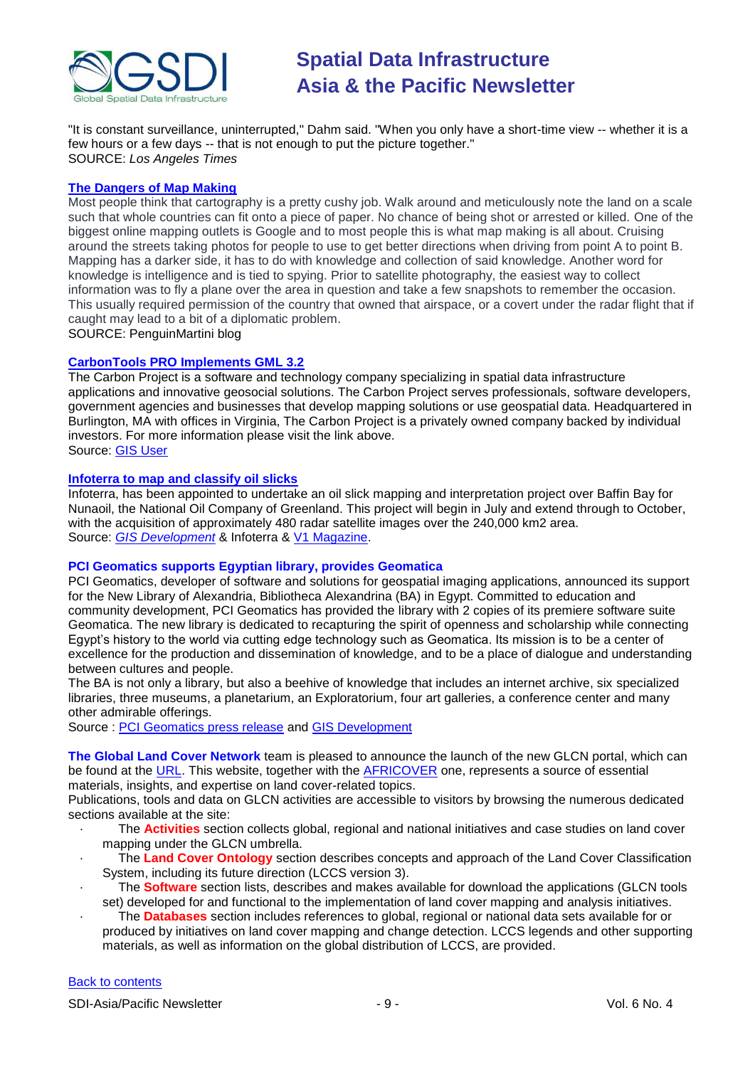"It is constant surveillance, uninterrupted," Dahm said. "When you only have a short-time view -- whether it is a few hours or a few days -- that is not enough to put the picture together."
SOURCE: *Los Angeles Times*

**The Dangers of Map Making**

Most people think that cartography is a pretty cushy job. Walk around and meticulously note the land on a scale such that whole countries can fit onto a piece of paper. No chance of being shot or arrested or killed. One of the biggest online mapping outlets is Google and to most people this is what map making is all about. Cruising around the streets taking photos for people to use to get better directions when driving from point A to point B. Mapping has a darker side, it has to do with knowledge and collection of said knowledge. Another word for knowledge is intelligence and is tied to spying. Prior to satellite photography, the easiest way to collect information was to fly a plane over the area in question and take a few snapshots to remember the occasion. This usually required permission of the country that owned that airspace, or a covert under the radar flight that if caught may lead to a bit of a diplomatic problem.
SOURCE: PenguinMartini blog

**CarbonTools PRO Implements GML 3.2**

The Carbon Project is a software and technology company specializing in spatial data infrastructure applications and innovative geosocial solutions. The Carbon Project serves professionals, software developers, government agencies and businesses that develop mapping solutions or use geospatial data. Headquartered in Burlington, MA with offices in Virginia, The Carbon Project is a privately owned company backed by individual investors. For more information please visit the link above.
Source: GIS User

**Infoterra to map and classify oil slicks**

Infoterra, has been appointed to undertake an oil slick mapping and interpretation project over Baffin Bay for Nunaoil, the National Oil Company of Greenland. This project will begin in July and extend through to October, with the acquisition of approximately 480 radar satellite images over the 240,000 km2 area.
Source: *GIS Development* & Infoterra & V1 Magazine.

**PCI Geomatics supports Egyptian library, provides Geomatica**

PCI Geomatics, developer of software and solutions for geospatial imaging applications, announced its support for the New Library of Alexandria, Bibliotheca Alexandrina (BA) in Egypt. Committed to education and community development, PCI Geomatics has provided the library with 2 copies of its premiere software suite Geomatica. The new library is dedicated to recapturing the spirit of openness and scholarship while connecting Egypt's history to the world via cutting edge technology such as Geomatica. Its mission is to be a center of excellence for the production and dissemination of knowledge, and to be a place of dialogue and understanding between cultures and people.

The BA is not only a library, but also a beehive of knowledge that includes an internet archive, six specialized libraries, three museums, a planetarium, an Exploratorium, four art galleries, a conference center and many other admirable offerings.
Source : PCI Geomatics press release and GIS Development

**The Global Land Cover Network** team is pleased to announce the launch of the new GLCN portal, which can be found at the URL. This website, together with the AFRICOVER one, represents a source of essential materials, insights, and expertise on land cover-related topics.

Publications, tools and data on GLCN activities are accessible to visitors by browsing the numerous dedicated sections available at the site:

- The **Activities** section collects global, regional and national initiatives and case studies on land cover mapping under the GLCN umbrella.
- The **Land Cover Ontology** section describes concepts and approach of the Land Cover Classification System, including its future direction (LCCS version 3).
- The **Software** section lists, describes and makes available for download the applications (GLCN tools set) developed for and functional to the implementation of land cover mapping and analysis initiatives.
- The **Databases** section includes references to global, regional or national data sets available for or produced by initiatives on land cover mapping and change detection. LCCS legends and other supporting materials, as well as information on the global distribution of LCCS, are provided.

Back to contents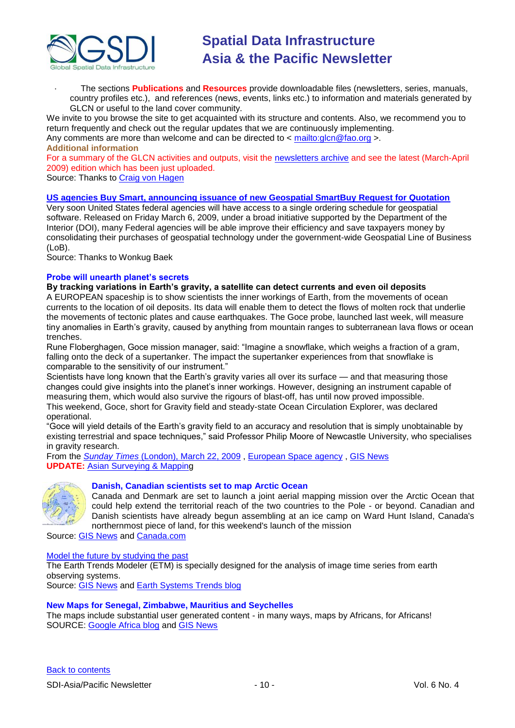- The sections **Publications** and **Resources** provide downloadable files (newsletters, series, manuals, country profiles etc.), and references (news, events, links etc.) to information and materials generated by GLCN or useful to the land cover community.

We invite to you browse the site to get acquainted with its structure and contents. Also, we recommend you to return frequently and check out the regular updates that we are continuously implementing.

Any comments are more than welcome and can be directed to < mailto:glcn@fao.org >.

**Additional information**

For a summary of the GLCN activities and outputs, visit the newsletters archive and see the latest (March-April 2009) edition which has been just uploaded.

Source: Thanks to Craig von Hagen

### US agencies Buy Smart, announcing issuance of new Geospatial SmartBuy Request for Quotation

Very soon United States federal agencies will have access to a single ordering schedule for geospatial software. Released on Friday March 6, 2009, under a broad initiative supported by the Department of the Interior (DOI), many Federal agencies will be able improve their efficiency and save taxpayers money by consolidating their purchases of geospatial technology under the government-wide Geospatial Line of Business (LoB).

Source: Thanks to Wonkug Baek

### Probe will unearth planet's secrets

**By tracking variations in Earth's gravity, a satellite can detect currents and even oil deposits**

A EUROPEAN spaceship is to show scientists the inner workings of Earth, from the movements of ocean currents to the location of oil deposits. Its data will enable them to detect the flows of molten rock that underlie the movements of tectonic plates and cause earthquakes. The Goce probe, launched last week, will measure tiny anomalies in Earth's gravity, caused by anything from mountain ranges to subterranean lava flows or ocean trenches.

Rune Floberghagen, Goce mission manager, said: "Imagine a snowflake, which weighs a fraction of a gram, falling onto the deck of a supertanker. The impact the supertanker experiences from that snowflake is comparable to the sensitivity of our instrument."

Scientists have long known that the Earth's gravity varies all over its surface — and that measuring those changes could give insights into the planet's inner workings. However, designing an instrument capable of measuring them, which would also survive the rigours of blast-off, has until now proved impossible.

This weekend, Goce, short for Gravity field and steady-state Ocean Circulation Explorer, was declared operational.

"Goce will yield details of the Earth's gravity field to an accuracy and resolution that is simply unobtainable by existing terrestrial and space techniques," said Professor Philip Moore of Newcastle University, who specialises in gravity research.

From the *Sunday Times* (London), March 22, 2009 , European Space agency , GIS News

**UPDATE:** Asian Surveying & Mapping

### Danish, Canadian scientists set to map Arctic Ocean

Canada and Denmark are set to launch a joint aerial mapping mission over the Arctic Ocean that could help extend the territorial reach of the two countries to the Pole - or beyond. Canadian and Danish scientists have already begun assembling at an ice camp on Ward Hunt Island, Canada's northernmost piece of land, for this weekend's launch of the mission

Source: GIS News and Canada.com

### Model the future by studying the past

The Earth Trends Modeler (ETM) is specially designed for the analysis of image time series from earth observing systems.

Source: GIS News and Earth Systems Trends blog

### New Maps for Senegal, Zimbabwe, Mauritius and Seychelles

The maps include substantial user generated content - in many ways, maps by Africans, for Africans!

SOURCE: Google Africa blog and GIS News

Back to contents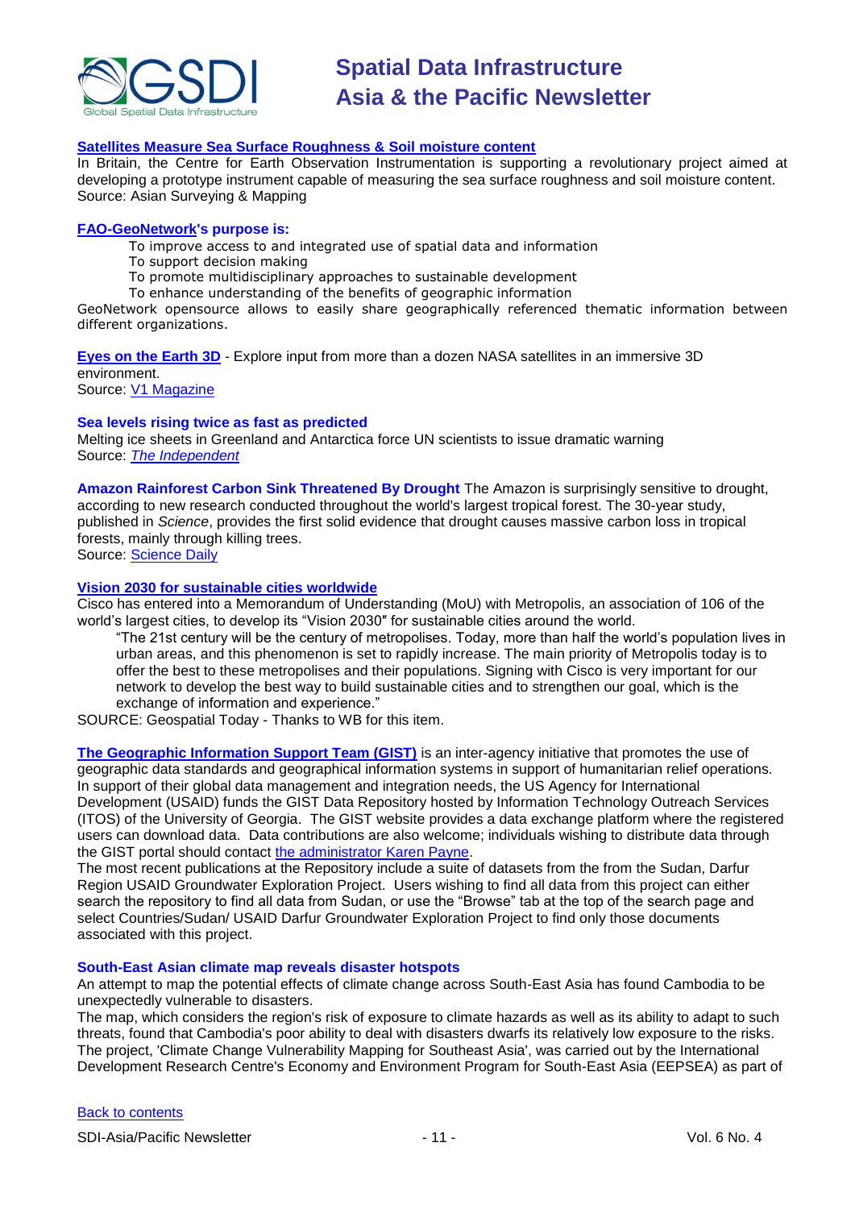**Satellites Measure Sea Surface Roughness & Soil moisture content**

In Britain, the Centre for Earth Observation Instrumentation is supporting a revolutionary project aimed at developing a prototype instrument capable of measuring the sea surface roughness and soil moisture content.
Source: Asian Surveying & Mapping

**FAO-GeoNetwork's purpose is:**

- To improve access to and integrated use of spatial data and information
- To support decision making
- To promote multidisciplinary approaches to sustainable development
- To enhance understanding of the benefits of geographic information

GeoNetwork opensource allows to easily share geographically referenced thematic information between different organizations.

**Eyes on the Earth 3D** - Explore input from more than a dozen NASA satellites in an immersive 3D environment.
Source: V1 Magazine

**Sea levels rising twice as fast as predicted**

Melting ice sheets in Greenland and Antarctica force UN scientists to issue dramatic warning
Source: *The Independent*

**Amazon Rainforest Carbon Sink Threatened By Drought** The Amazon is surprisingly sensitive to drought, according to new research conducted throughout the world's largest tropical forest. The 30-year study, published in *Science*, provides the first solid evidence that drought causes massive carbon loss in tropical forests, mainly through killing trees.
Source: Science Daily

**Vision 2030 for sustainable cities worldwide**

Cisco has entered into a Memorandum of Understanding (MoU) with Metropolis, an association of 106 of the world's largest cities, to develop its "Vision 2030″ for sustainable cities around the world.

> "The 21st century will be the century of metropolises. Today, more than half the world's population lives in urban areas, and this phenomenon is set to rapidly increase. The main priority of Metropolis today is to offer the best to these metropolises and their populations. Signing with Cisco is very important for our network to develop the best way to build sustainable cities and to strengthen our goal, which is the exchange of information and experience."

SOURCE: Geospatial Today - Thanks to WB for this item.

**The Geographic Information Support Team (GIST)** is an inter-agency initiative that promotes the use of geographic data standards and geographical information systems in support of humanitarian relief operations. In support of their global data management and integration needs, the US Agency for International Development (USAID) funds the GIST Data Repository hosted by Information Technology Outreach Services (ITOS) of the University of Georgia. The GIST website provides a data exchange platform where the registered users can download data. Data contributions are also welcome; individuals wishing to distribute data through the GIST portal should contact the administrator Karen Payne.

The most recent publications at the Repository include a suite of datasets from the from the Sudan, Darfur Region USAID Groundwater Exploration Project. Users wishing to find all data from this project can either search the repository to find all data from Sudan, or use the "Browse" tab at the top of the search page and select Countries/Sudan/ USAID Darfur Groundwater Exploration Project to find only those documents associated with this project.

**South-East Asian climate map reveals disaster hotspots**

An attempt to map the potential effects of climate change across South-East Asia has found Cambodia to be unexpectedly vulnerable to disasters.

The map, which considers the region's risk of exposure to climate hazards as well as its ability to adapt to such threats, found that Cambodia's poor ability to deal with disasters dwarfs its relatively low exposure to the risks. The project, 'Climate Change Vulnerability Mapping for Southeast Asia', was carried out by the International Development Research Centre's Economy and Environment Program for South-East Asia (EEPSEA) as part of

Back to contents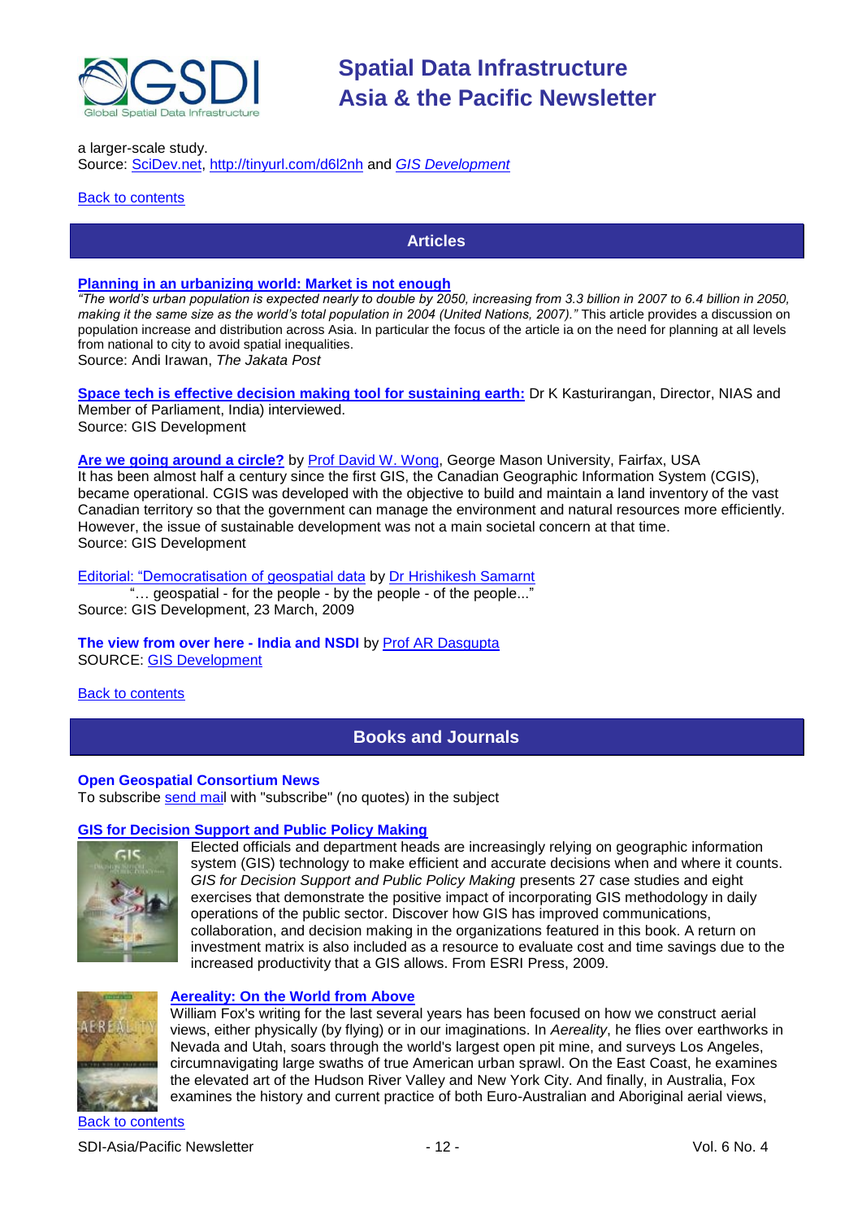a larger-scale study.
Source: SciDev.net, http://tinyurl.com/d6l2nh and *GIS Development*

Back to contents

## Articles

**Planning in an urbanizing world: Market is not enough**
*"The world's urban population is expected nearly to double by 2050, increasing from 3.3 billion in 2007 to 6.4 billion in 2050, making it the same size as the world's total population in 2004 (United Nations, 2007)."* This article provides a discussion on population increase and distribution across Asia. In particular the focus of the article ia on the need for planning at all levels from national to city to avoid spatial inequalities.
Source: Andi Irawan, *The Jakata Post*

**Space tech is effective decision making tool for sustaining earth:** Dr K Kasturirangan, Director, NIAS and Member of Parliament, India) interviewed.
Source: GIS Development

**Are we going around a circle?** by Prof David W. Wong, George Mason University, Fairfax, USA
It has been almost half a century since the first GIS, the Canadian Geographic Information System (CGIS), became operational. CGIS was developed with the objective to build and maintain a land inventory of the vast Canadian territory so that the government can manage the environment and natural resources more efficiently. However, the issue of sustainable development was not a main societal concern at that time.
Source: GIS Development

Editorial: "Democratisation of geospatial data by Dr Hrishikesh Samarnt
"… geospatial - for the people - by the people - of the people..."
Source: GIS Development, 23 March, 2009

**The view from over here - India and NSDI** by Prof AR Dasgupta
SOURCE: GIS Development

Back to contents

## Books and Journals

**Open Geospatial Consortium News**
To subscribe send mail with "subscribe" (no quotes) in the subject

**GIS for Decision Support and Public Policy Making**
Elected officials and department heads are increasingly relying on geographic information system (GIS) technology to make efficient and accurate decisions when and where it counts. *GIS for Decision Support and Public Policy Making* presents 27 case studies and eight exercises that demonstrate the positive impact of incorporating GIS methodology in daily operations of the public sector. Discover how GIS has improved communications, collaboration, and decision making in the organizations featured in this book. A return on investment matrix is also included as a resource to evaluate cost and time savings due to the increased productivity that a GIS allows. From ESRI Press, 2009.

**Aereality: On the World from Above**
William Fox's writing for the last several years has been focused on how we construct aerial views, either physically (by flying) or in our imaginations. In *Aereality*, he flies over earthworks in Nevada and Utah, soars through the world's largest open pit mine, and surveys Los Angeles, circumnavigating large swaths of true American urban sprawl. On the East Coast, he examines the elevated art of the Hudson River Valley and New York City. And finally, in Australia, Fox examines the history and current practice of both Euro-Australian and Aboriginal aerial views,

Back to contents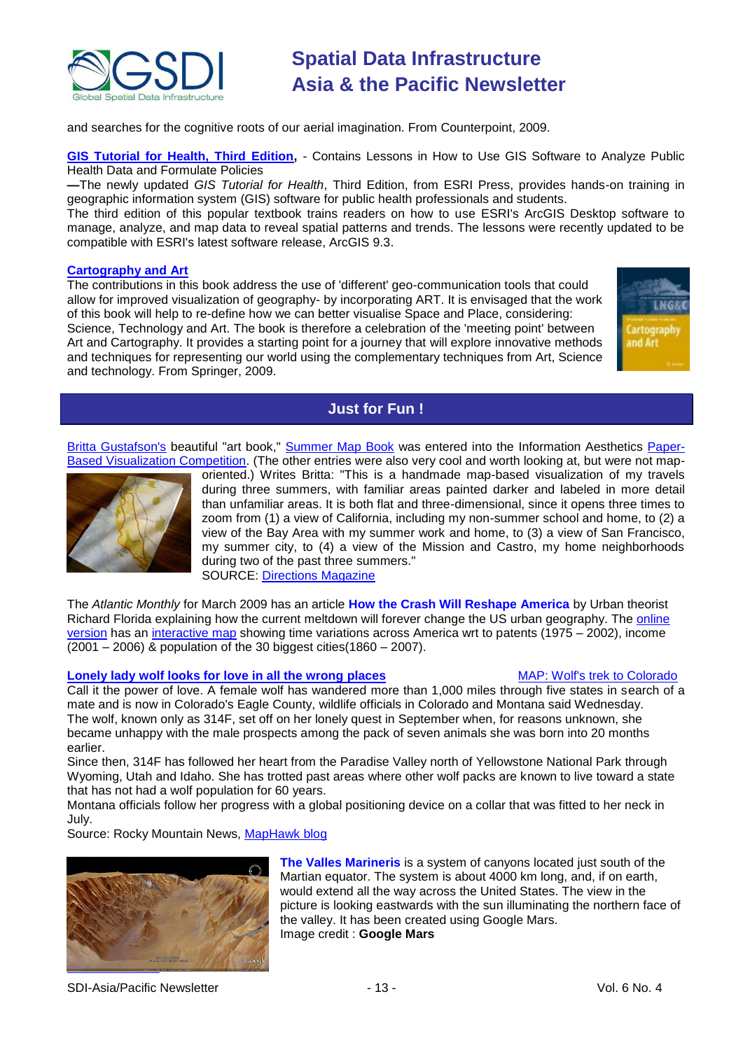and searches for the cognitive roots of our aerial imagination. From Counterpoint, 2009.

**GIS Tutorial for Health, Third Edition,** - Contains Lessons in How to Use GIS Software to Analyze Public Health Data and Formulate Policies

**—**The newly updated *GIS Tutorial for Health*, Third Edition, from ESRI Press, provides hands-on training in geographic information system (GIS) software for public health professionals and students.

The third edition of this popular textbook trains readers on how to use ESRI's ArcGIS Desktop software to manage, analyze, and map data to reveal spatial patterns and trends. The lessons were recently updated to be compatible with ESRI's latest software release, ArcGIS 9.3.

**Cartography and Art**

The contributions in this book address the use of 'different' geo-communication tools that could allow for improved visualization of geography- by incorporating ART. It is envisaged that the work of this book will help to re-define how we can better visualise Space and Place, considering: Science, Technology and Art. The book is therefore a celebration of the 'meeting point' between Art and Cartography. It provides a starting point for a journey that will explore innovative methods and techniques for representing our world using the complementary techniques from Art, Science and technology. From Springer, 2009.

## Just for Fun !

Britta Gustafson's beautiful "art book," Summer Map Book was entered into the Information Aesthetics Paper-Based Visualization Competition. (The other entries were also very cool and worth looking at, but were not map-oriented.) Writes Britta: "This is a handmade map-based visualization of my travels during three summers, with familiar areas painted darker and labeled in more detail than unfamiliar areas. It is both flat and three-dimensional, since it opens three times to zoom from (1) a view of California, including my non-summer school and home, to (2) a view of the Bay Area with my summer work and home, to (3) a view of San Francisco, my summer city, to (4) a view of the Mission and Castro, my home neighborhoods during two of the past three summers."

SOURCE: Directions Magazine

The *Atlantic Monthly* for March 2009 has an article **How the Crash Will Reshape America** by Urban theorist Richard Florida explaining how the current meltdown will forever change the US urban geography. The online version has an interactive map showing time variations across America wrt to patents (1975 – 2002), income (2001 – 2006) & population of the 30 biggest cities(1860 – 2007).

**Lonely lady wolf looks for love in all the wrong places** MAP: Wolf's trek to Colorado

Call it the power of love. A female wolf has wandered more than 1,000 miles through five states in search of a mate and is now in Colorado's Eagle County, wildlife officials in Colorado and Montana said Wednesday.

The wolf, known only as 314F, set off on her lonely quest in September when, for reasons unknown, she became unhappy with the male prospects among the pack of seven animals she was born into 20 months earlier.

Since then, 314F has followed her heart from the Paradise Valley north of Yellowstone National Park through Wyoming, Utah and Idaho. She has trotted past areas where other wolf packs are known to live toward a state that has not had a wolf population for 60 years.

Montana officials follow her progress with a global positioning device on a collar that was fitted to her neck in July.

Source: Rocky Mountain News, MapHawk blog

**The Valles Marineris** is a system of canyons located just south of the Martian equator. The system is about 4000 km long, and, if on earth, would extend all the way across the United States. The view in the picture is looking eastwards with the sun illuminating the northern face of the valley. It has been created using Google Mars.

Image credit : **Google Mars**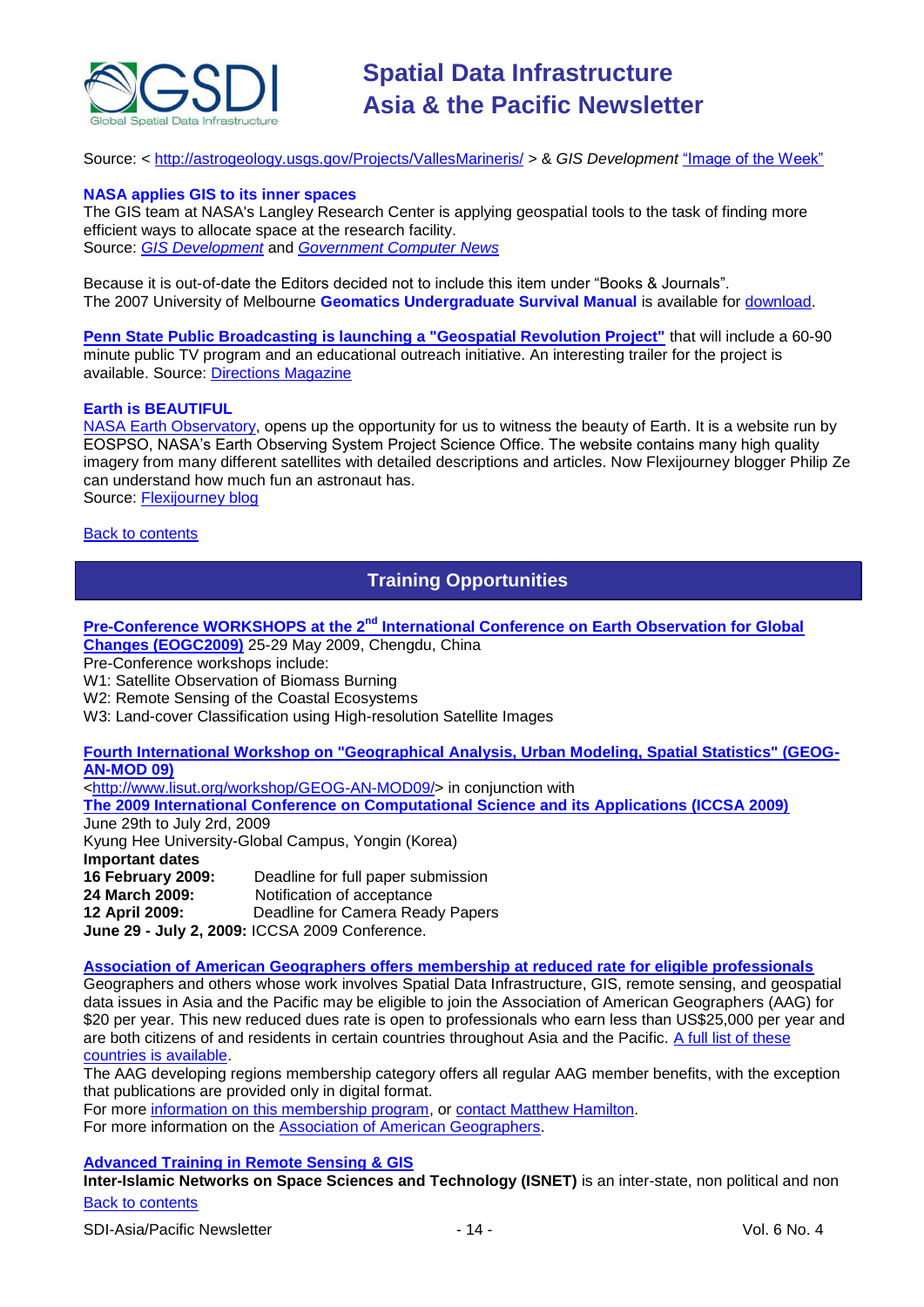Source: < http://astrogeology.usgs.gov/Projects/VallesMarineris/ > & *GIS Development* "Image of the Week"

**NASA applies GIS to its inner spaces**
The GIS team at NASA's Langley Research Center is applying geospatial tools to the task of finding more efficient ways to allocate space at the research facility.
Source: *GIS Development* and *Government Computer News*

Because it is out-of-date the Editors decided not to include this item under "Books & Journals".
The 2007 University of Melbourne **Geomatics Undergraduate Survival Manual** is available for download.

**Penn State Public Broadcasting is launching a "Geospatial Revolution Project"** that will include a 60-90 minute public TV program and an educational outreach initiative. An interesting trailer for the project is available. Source: Directions Magazine

**Earth is BEAUTIFUL**
NASA Earth Observatory, opens up the opportunity for us to witness the beauty of Earth. It is a website run by EOSPSO, NASA's Earth Observing System Project Science Office. The website contains many high quality imagery from many different satellites with detailed descriptions and articles. Now Flexijourney blogger Philip Ze can understand how much fun an astronaut has.
Source: Flexijourney blog

Back to contents

## Training Opportunities

**Pre-Conference WORKSHOPS at the 2nd International Conference on Earth Observation for Global Changes (EOGC2009)** 25-29 May 2009, Chengdu, China
Pre-Conference workshops include:
W1: Satellite Observation of Biomass Burning
W2: Remote Sensing of the Coastal Ecosystems
W3: Land-cover Classification using High-resolution Satellite Images

**Fourth International Workshop on "Geographical Analysis, Urban Modeling, Spatial Statistics" (GEOG-AN-MOD 09)**
<http://www.lisut.org/workshop/GEOG-AN-MOD09/> in conjunction with
**The 2009 International Conference on Computational Science and its Applications (ICCSA 2009)**
June 29th to July 2rd, 2009
Kyung Hee University-Global Campus, Yongin (Korea)
**Important dates**
**16 February 2009:** Deadline for full paper submission
**24 March 2009:** Notification of acceptance
**12 April 2009:** Deadline for Camera Ready Papers
**June 29 - July 2, 2009:** ICCSA 2009 Conference.

**Association of American Geographers offers membership at reduced rate for eligible professionals**
Geographers and others whose work involves Spatial Data Infrastructure, GIS, remote sensing, and geospatial data issues in Asia and the Pacific may be eligible to join the Association of American Geographers (AAG) for $20 per year. This new reduced dues rate is open to professionals who earn less than US$25,000 per year and are both citizens of and residents in certain countries throughout Asia and the Pacific. A full list of these countries is available.
The AAG developing regions membership category offers all regular AAG member benefits, with the exception that publications are provided only in digital format.
For more information on this membership program, or contact Matthew Hamilton.
For more information on the Association of American Geographers.

**Advanced Training in Remote Sensing & GIS**
**Inter-Islamic Networks on Space Sciences and Technology (ISNET)** is an inter-state, non political and non

Back to contents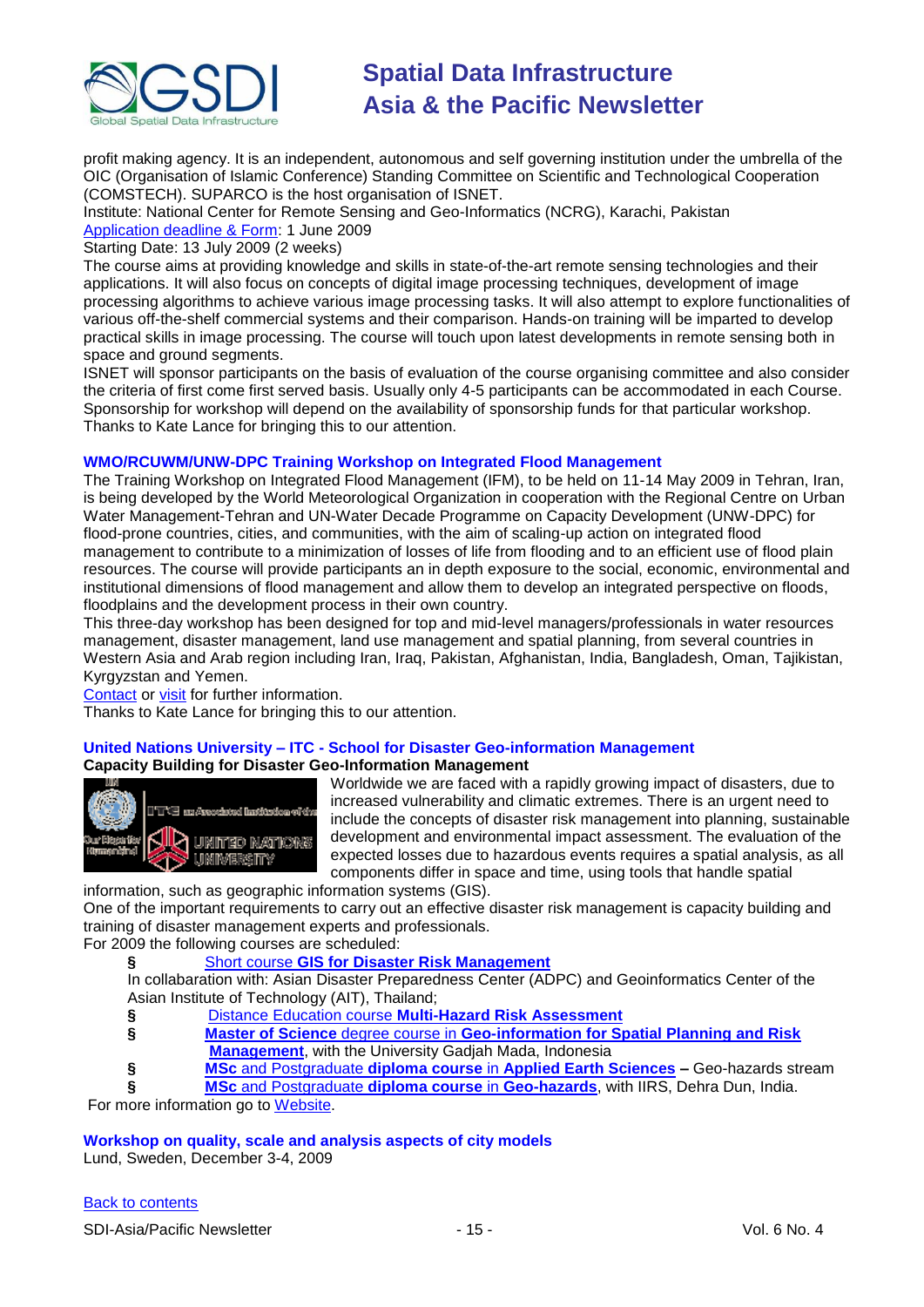profit making agency. It is an independent, autonomous and self governing institution under the umbrella of the OIC (Organisation of Islamic Conference) Standing Committee on Scientific and Technological Cooperation (COMSTECH). SUPARCO is the host organisation of ISNET.

Institute: National Center for Remote Sensing and Geo-Informatics (NCRG), Karachi, Pakistan

Application deadline & Form: 1 June 2009

Starting Date: 13 July 2009 (2 weeks)

The course aims at providing knowledge and skills in state-of-the-art remote sensing technologies and their applications. It will also focus on concepts of digital image processing techniques, development of image processing algorithms to achieve various image processing tasks. It will also attempt to explore functionalities of various off-the-shelf commercial systems and their comparison. Hands-on training will be imparted to develop practical skills in image processing. The course will touch upon latest developments in remote sensing both in space and ground segments.

ISNET will sponsor participants on the basis of evaluation of the course organising committee and also consider the criteria of first come first served basis. Usually only 4-5 participants can be accommodated in each Course. Sponsorship for workshop will depend on the availability of sponsorship funds for that particular workshop.

Thanks to Kate Lance for bringing this to our attention.

### WMO/RCUWM/UNW-DPC Training Workshop on Integrated Flood Management

The Training Workshop on Integrated Flood Management (IFM), to be held on 11-14 May 2009 in Tehran, Iran, is being developed by the World Meteorological Organization in cooperation with the Regional Centre on Urban Water Management-Tehran and UN-Water Decade Programme on Capacity Development (UNW-DPC) for flood-prone countries, cities, and communities, with the aim of scaling-up action on integrated flood management to contribute to a minimization of losses of life from flooding and to an efficient use of flood plain resources. The course will provide participants an in depth exposure to the social, economic, environmental and institutional dimensions of flood management and allow them to develop an integrated perspective on floods, floodplains and the development process in their own country.

This three-day workshop has been designed for top and mid-level managers/professionals in water resources management, disaster management, land use management and spatial planning, from several countries in Western Asia and Arab region including Iran, Iraq, Pakistan, Afghanistan, India, Bangladesh, Oman, Tajikistan, Kyrgyzstan and Yemen.

Contact or visit for further information.

Thanks to Kate Lance for bringing this to our attention.

### United Nations University – ITC - School for Disaster Geo-information Management

**Capacity Building for Disaster Geo-Information Management**

Worldwide we are faced with a rapidly growing impact of disasters, due to increased vulnerability and climatic extremes. There is an urgent need to include the concepts of disaster risk management into planning, sustainable development and environmental impact assessment. The evaluation of the expected losses due to hazardous events requires a spatial analysis, as all components differ in space and time, using tools that handle spatial information, such as geographic information systems (GIS).

One of the important requirements to carry out an effective disaster risk management is capacity building and training of disaster management experts and professionals.

For 2009 the following courses are scheduled:

- Short course **GIS for Disaster Risk Management**
  In collabaration with: Asian Disaster Preparedness Center (ADPC) and Geoinformatics Center of the Asian Institute of Technology (AIT), Thailand;
- Distance Education course **Multi-Hazard Risk Assessment**
- **Master of Science** degree course in **Geo-information for Spatial Planning and Risk Management**, with the University Gadjah Mada, Indonesia
- **MSc** and Postgraduate **diploma course** in **Applied Earth Sciences** – Geo-hazards stream
- **MSc** and Postgraduate **diploma course** in **Geo-hazards**, with IIRS, Dehra Dun, India.

For more information go to Website.

### Workshop on quality, scale and analysis aspects of city models

Lund, Sweden, December 3-4, 2009

Back to contents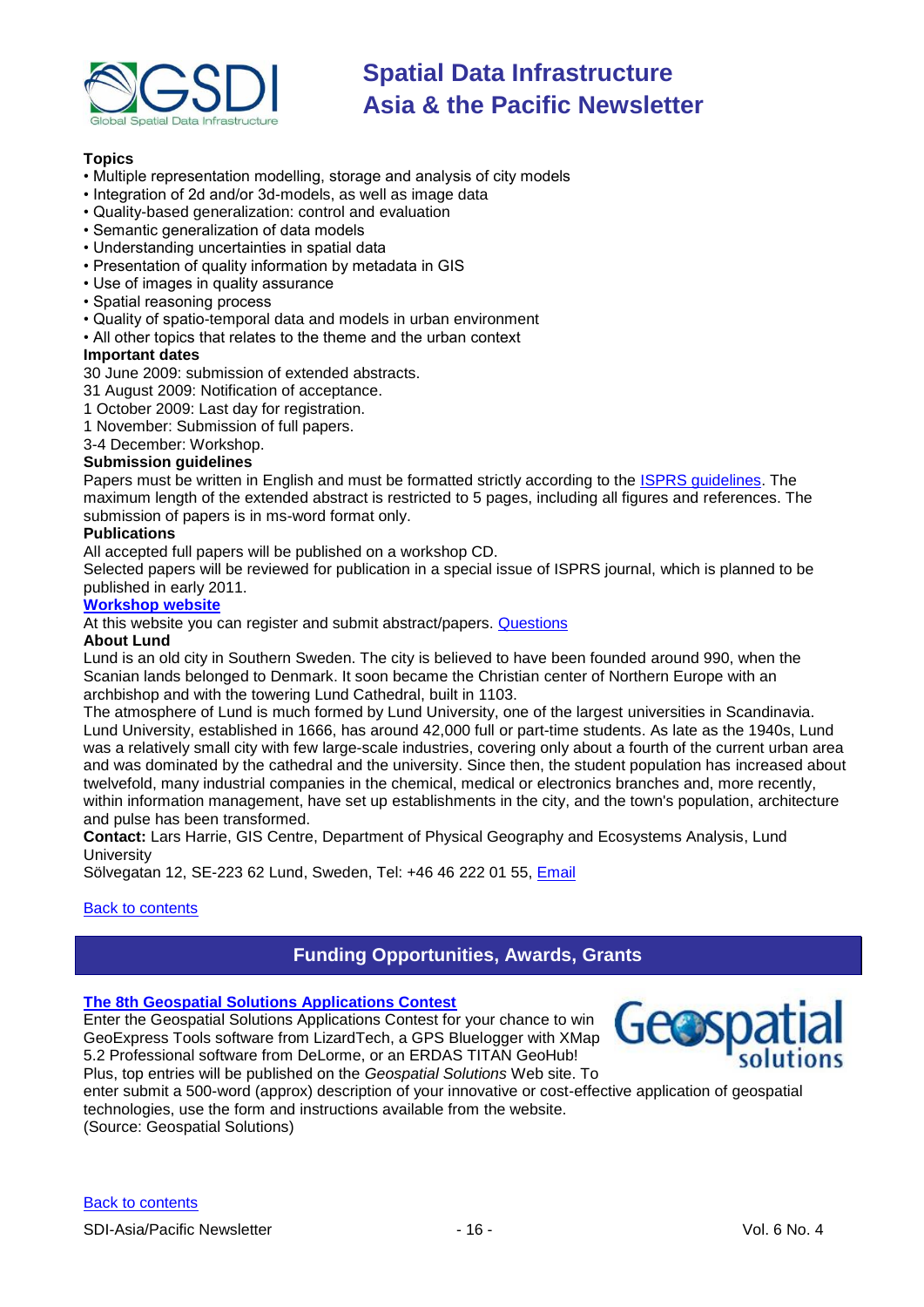**Topics**

- Multiple representation modelling, storage and analysis of city models
- Integration of 2d and/or 3d-models, as well as image data
- Quality-based generalization: control and evaluation
- Semantic generalization of data models
- Understanding uncertainties in spatial data
- Presentation of quality information by metadata in GIS
- Use of images in quality assurance
- Spatial reasoning process
- Quality of spatio-temporal data and models in urban environment
- All other topics that relates to the theme and the urban context

**Important dates**

30 June 2009: submission of extended abstracts.
31 August 2009: Notification of acceptance.
1 October 2009: Last day for registration.
1 November: Submission of full papers.
3-4 December: Workshop.

**Submission guidelines**

Papers must be written in English and must be formatted strictly according to the ISPRS guidelines. The maximum length of the extended abstract is restricted to 5 pages, including all figures and references. The submission of papers is in ms-word format only.

**Publications**

All accepted full papers will be published on a workshop CD.
Selected papers will be reviewed for publication in a special issue of ISPRS journal, which is planned to be published in early 2011.

**Workshop website**

At this website you can register and submit abstract/papers. Questions

**About Lund**

Lund is an old city in Southern Sweden. The city is believed to have been founded around 990, when the Scanian lands belonged to Denmark. It soon became the Christian center of Northern Europe with an archbishop and with the towering Lund Cathedral, built in 1103.
The atmosphere of Lund is much formed by Lund University, one of the largest universities in Scandinavia. Lund University, established in 1666, has around 42,000 full or part-time students. As late as the 1940s, Lund was a relatively small city with few large-scale industries, covering only about a fourth of the current urban area and was dominated by the cathedral and the university. Since then, the student population has increased about twelvefold, many industrial companies in the chemical, medical or electronics branches and, more recently, within information management, have set up establishments in the city, and the town's population, architecture and pulse has been transformed.

**Contact:** Lars Harrie, GIS Centre, Department of Physical Geography and Ecosystems Analysis, Lund University
Sölvegatan 12, SE-223 62 Lund, Sweden, Tel: +46 46 222 01 55, Email

Back to contents

## Funding Opportunities, Awards, Grants

### The 8th Geospatial Solutions Applications Contest

Enter the Geospatial Solutions Applications Contest for your chance to win GeoExpress Tools software from LizardTech, a GPS Bluelogger with XMap 5.2 Professional software from DeLorme, or an ERDAS TITAN GeoHub! Plus, top entries will be published on the *Geospatial Solutions* Web site. To enter submit a 500-word (approx) description of your innovative or cost-effective application of geospatial technologies, use the form and instructions available from the website.
(Source: Geospatial Solutions)

Back to contents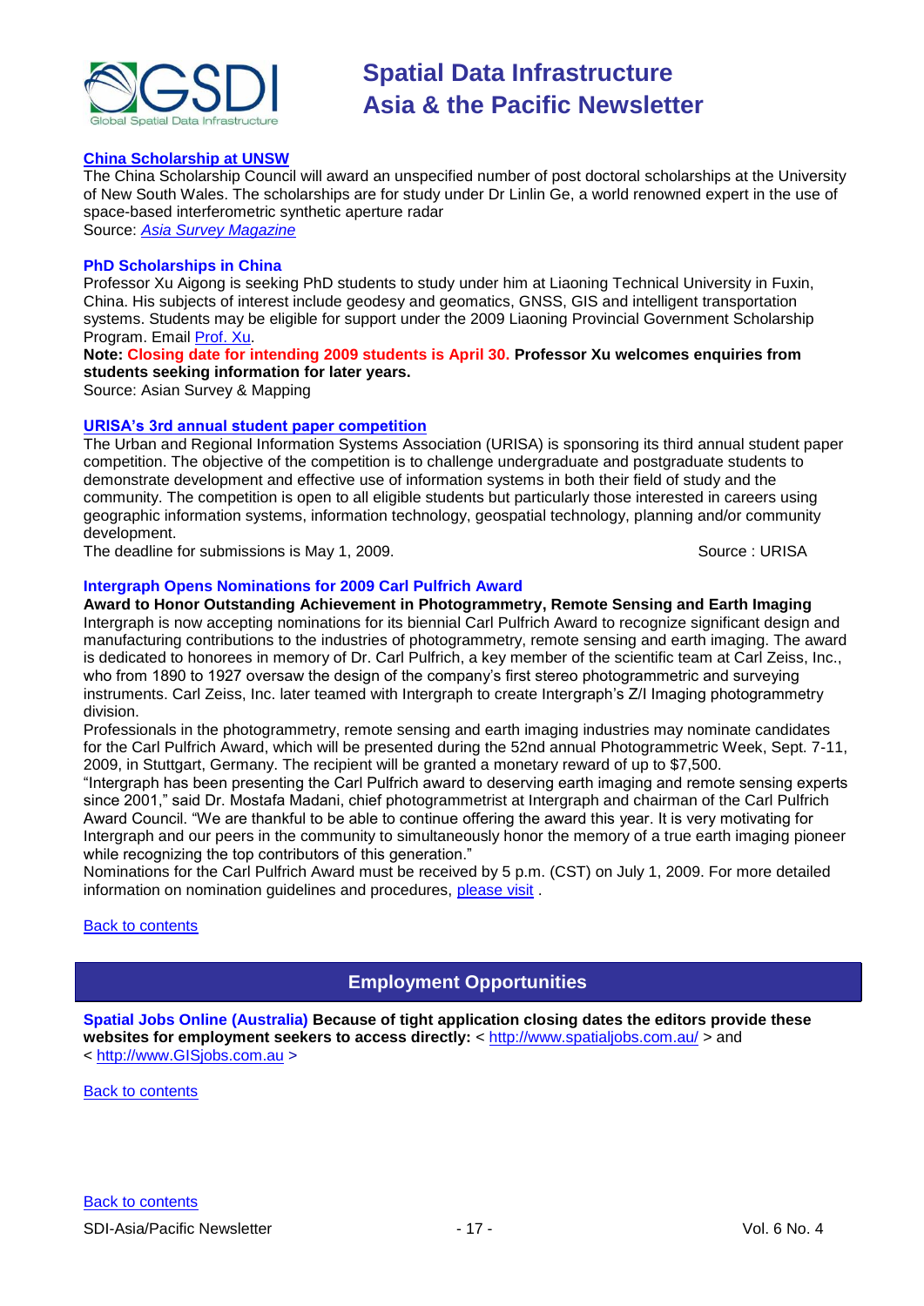### China Scholarship at UNSW

The China Scholarship Council will award an unspecified number of post doctoral scholarships at the University of New South Wales. The scholarships are for study under Dr Linlin Ge, a world renowned expert in the use of space-based interferometric synthetic aperture radar

Source: *Asia Survey Magazine*

### PhD Scholarships in China

Professor Xu Aigong is seeking PhD students to study under him at Liaoning Technical University in Fuxin, China. His subjects of interest include geodesy and geomatics, GNSS, GIS and intelligent transportation systems. Students may be eligible for support under the 2009 Liaoning Provincial Government Scholarship Program. Email Prof. Xu.

**Note: Closing date for intending 2009 students is April 30. Professor Xu welcomes enquiries from students seeking information for later years.**

Source: Asian Survey & Mapping

### URISA's 3rd annual student paper competition

The Urban and Regional Information Systems Association (URISA) is sponsoring its third annual student paper competition. The objective of the competition is to challenge undergraduate and postgraduate students to demonstrate development and effective use of information systems in both their field of study and the community. The competition is open to all eligible students but particularly those interested in careers using geographic information systems, information technology, geospatial technology, planning and/or community development.

The deadline for submissions is May 1, 2009. Source : URISA

### Intergraph Opens Nominations for 2009 Carl Pulfrich Award

**Award to Honor Outstanding Achievement in Photogrammetry, Remote Sensing and Earth Imaging**

Intergraph is now accepting nominations for its biennial Carl Pulfrich Award to recognize significant design and manufacturing contributions to the industries of photogrammetry, remote sensing and earth imaging. The award is dedicated to honorees in memory of Dr. Carl Pulfrich, a key member of the scientific team at Carl Zeiss, Inc., who from 1890 to 1927 oversaw the design of the company's first stereo photogrammetric and surveying instruments. Carl Zeiss, Inc. later teamed with Intergraph to create Intergraph's Z/I Imaging photogrammetry division.

Professionals in the photogrammetry, remote sensing and earth imaging industries may nominate candidates for the Carl Pulfrich Award, which will be presented during the 52nd annual Photogrammetric Week, Sept. 7-11, 2009, in Stuttgart, Germany. The recipient will be granted a monetary reward of up to $7,500.

"Intergraph has been presenting the Carl Pulfrich award to deserving earth imaging and remote sensing experts since 2001," said Dr. Mostafa Madani, chief photogrammetrist at Intergraph and chairman of the Carl Pulfrich Award Council. "We are thankful to be able to continue offering the award this year. It is very motivating for Intergraph and our peers in the community to simultaneously honor the memory of a true earth imaging pioneer while recognizing the top contributors of this generation."

Nominations for the Carl Pulfrich Award must be received by 5 p.m. (CST) on July 1, 2009. For more detailed information on nomination guidelines and procedures, please visit .

Back to contents

## Employment Opportunities

**Spatial Jobs Online (Australia) Because of tight application closing dates the editors provide these websites for employment seekers to access directly:** < http://www.spatialjobs.com.au/ > and < http://www.GISjobs.com.au >

Back to contents

Back to contents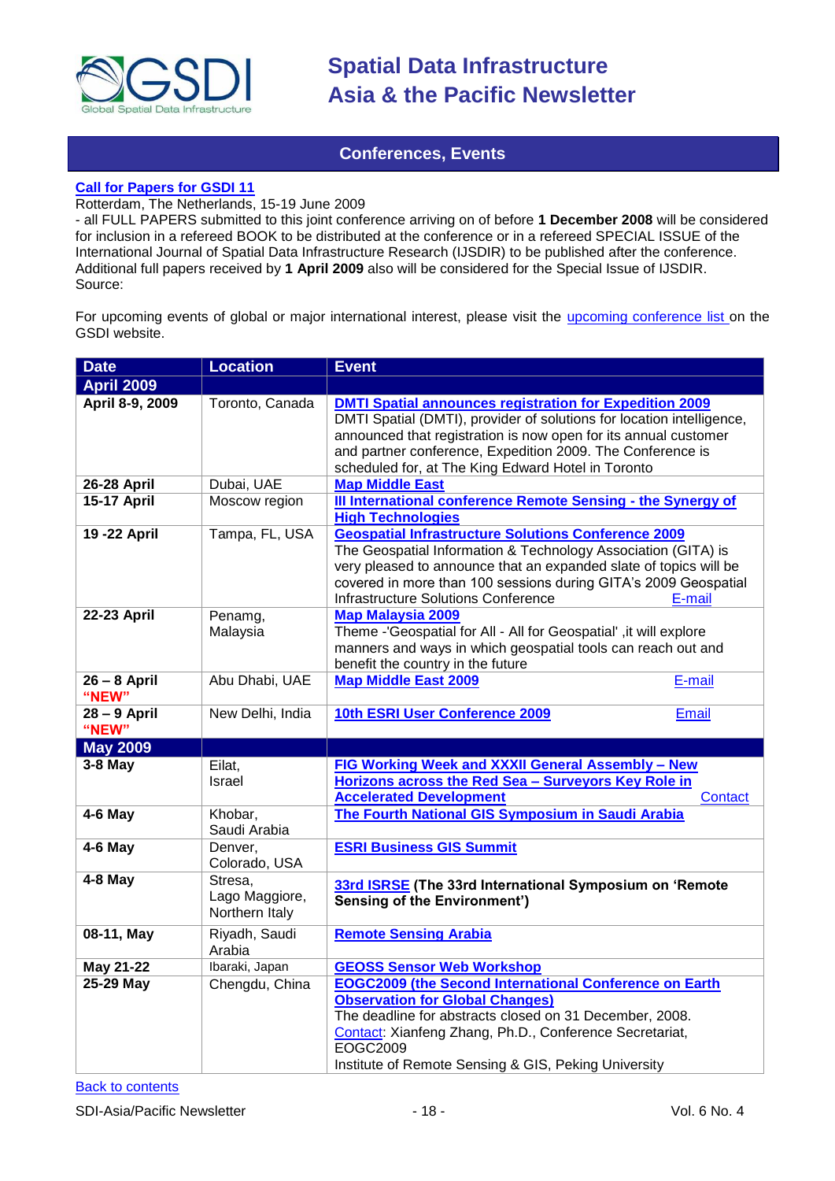## Conferences, Events

**Call for Papers for GSDI 11**
Rotterdam, The Netherlands, 15-19 June 2009
- all FULL PAPERS submitted to this joint conference arriving on of before **1 December 2008** will be considered for inclusion in a refereed BOOK to be distributed at the conference or in a refereed SPECIAL ISSUE of the International Journal of Spatial Data Infrastructure Research (IJSDIR) to be published after the conference. Additional full papers received by **1 April 2009** also will be considered for the Special Issue of IJSDIR.
Source:

For upcoming events of global or major international interest, please visit the upcoming conference list on the GSDI website.

| Date | Location | Event |
|---|---|---|
| **April 2009** | | |
| **April 8-9, 2009** | Toronto, Canada | **DMTI Spatial announces registration for Expedition 2009** DMTI Spatial (DMTI), provider of solutions for location intelligence, announced that registration is now open for its annual customer and partner conference, Expedition 2009. The Conference is scheduled for, at The King Edward Hotel in Toronto |
| **26-28 April** | Dubai, UAE | **Map Middle East** |
| **15-17 April** | Moscow region | **III International conference Remote Sensing - the Synergy of High Technologies** |
| **19 -22 April** | Tampa, FL, USA | **Geospatial Infrastructure Solutions Conference 2009** The Geospatial Information & Technology Association (GITA) is very pleased to announce that an expanded slate of topics will be covered in more than 100 sessions during GITA's 2009 Geospatial Infrastructure Solutions Conference E-mail |
| **22-23 April** | Penamg, Malaysia | **Map Malaysia 2009** Theme -'Geospatial for All - All for Geospatial' ,it will explore manners and ways in which geospatial tools can reach out and benefit the country in the future |
| **26 – 8 April "NEW"** | Abu Dhabi, UAE | **Map Middle East 2009** E-mail |
| **28 – 9 April "NEW"** | New Delhi, India | **10th ESRI User Conference 2009** Email |
| **May 2009** | | |
| **3-8 May** | Eilat, Israel | **FIG Working Week and XXXII General Assembly – New Horizons across the Red Sea – Surveyors Key Role in Accelerated Development** Contact |
| **4-6 May** | Khobar, Saudi Arabia | **The Fourth National GIS Symposium in Saudi Arabia** |
| **4-6 May** | Denver, Colorado, USA | **ESRI Business GIS Summit** |
| **4-8 May** | Stresa, Lago Maggiore, Northern Italy | **33rd ISRSE (The 33rd International Symposium on 'Remote Sensing of the Environment')** |
| **08-11, May** | Riyadh, Saudi Arabia | **Remote Sensing Arabia** |
| **May 21-22** | Ibaraki, Japan | **GEOSS Sensor Web Workshop** |
| **25-29 May** | Chengdu, China | **EOGC2009 (the Second International Conference on Earth Observation for Global Changes)** The deadline for abstracts closed on 31 December, 2008. Contact: Xianfeng Zhang, Ph.D., Conference Secretariat, EOGC2009 Institute of Remote Sensing & GIS, Peking University |

Back to contents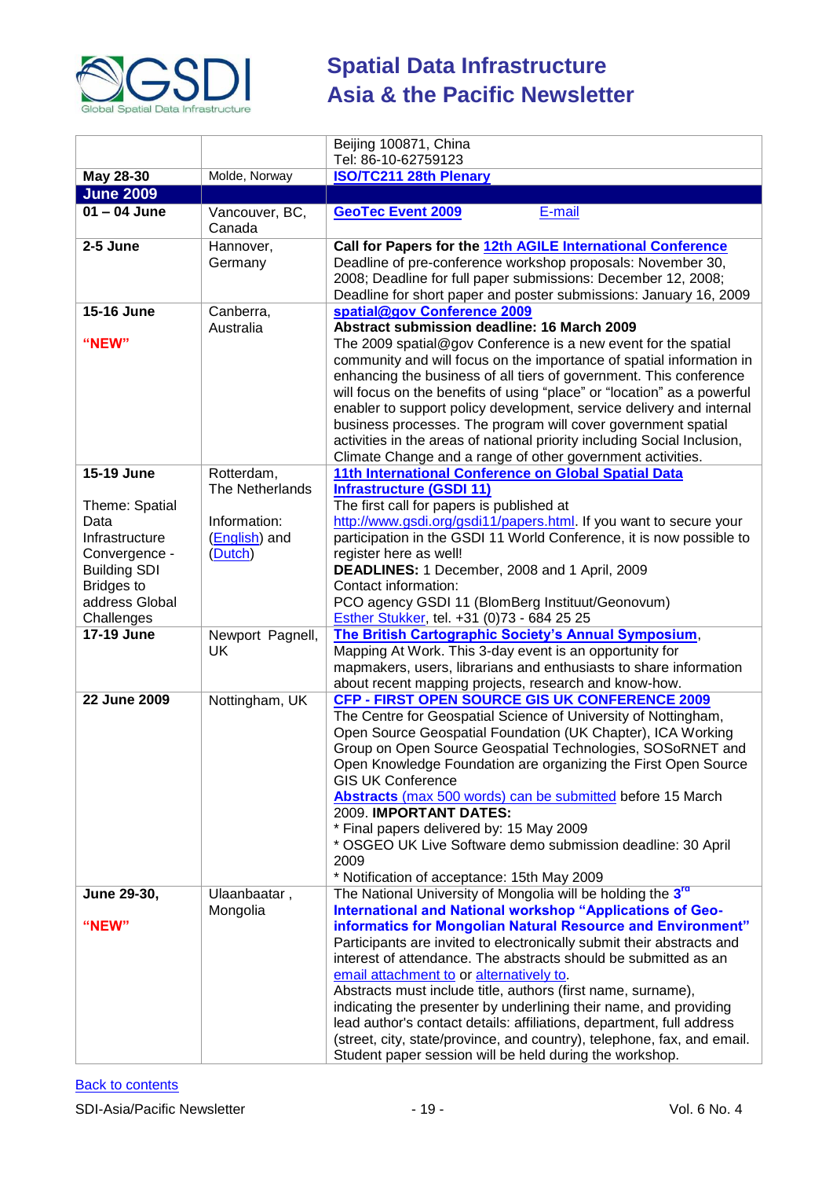| | | |
|---|---|---|
| | | Beijing 100871, China<br>Tel: 86-10-62759123 |
| **May 28-30** | Molde, Norway | **ISO/TC211 28th Plenary** |
| **June 2009** | | |
| **01 – 04 June** | Vancouver, BC, Canada | **GeoTec Event 2009** E-mail |
| **2-5 June** | Hannover, Germany | **Call for Papers for the 12th AGILE International Conference**<br>Deadline of pre-conference workshop proposals: November 30, 2008; Deadline for full paper submissions: December 12, 2008; Deadline for short paper and poster submissions: January 16, 2009 |
| **15-16 June**<br><br>**"NEW"** | Canberra, Australia | **spatial@gov Conference 2009**<br>**Abstract submission deadline: 16 March 2009**<br>The 2009 spatial@gov Conference is a new event for the spatial community and will focus on the importance of spatial information in enhancing the business of all tiers of government. This conference will focus on the benefits of using "place" or "location" as a powerful enabler to support policy development, service delivery and internal business processes. The program will cover government spatial activities in the areas of national priority including Social Inclusion, Climate Change and a range of other government activities. |
| **15-19 June**<br><br>Theme: Spatial Data Infrastructure Convergence - Building SDI Bridges to address Global Challenges | Rotterdam, The Netherlands<br><br>Information: (English) and (Dutch) | **11th International Conference on Global Spatial Data Infrastructure (GSDI 11)**<br>The first call for papers is published at http://www.gsdi.org/gsdi11/papers.html. If you want to secure your participation in the GSDI 11 World Conference, it is now possible to register here as well!<br>**DEADLINES:** 1 December, 2008 and 1 April, 2009<br>Contact information:<br>PCO agency GSDI 11 (BlomBerg Instituut/Geonovum)<br>Esther Stukker, tel. +31 (0)73 - 684 25 25 |
| **17-19 June** | Newport Pagnell, UK | **The British Cartographic Society's Annual Symposium**, Mapping At Work. This 3-day event is an opportunity for mapmakers, users, librarians and enthusiasts to share information about recent mapping projects, research and know-how. |
| **22 June 2009** | Nottingham, UK | **CFP - FIRST OPEN SOURCE GIS UK CONFERENCE 2009**<br>The Centre for Geospatial Science of University of Nottingham, Open Source Geospatial Foundation (UK Chapter), ICA Working Group on Open Source Geospatial Technologies, SOSoRNET and Open Knowledge Foundation are organizing the First Open Source GIS UK Conference<br>**Abstracts** (max 500 words) can be submitted before 15 March 2009. **IMPORTANT DATES:**<br>* Final papers delivered by: 15 May 2009<br>* OSGEO UK Live Software demo submission deadline: 30 April 2009<br>* Notification of acceptance: 15th May 2009 |
| **June 29-30,**<br><br>**"NEW"** | Ulaanbaatar , Mongolia | The National University of Mongolia will be holding the **3rd International and National workshop "Applications of Geo-informatics for Mongolian Natural Resource and Environment"**<br>Participants are invited to electronically submit their abstracts and interest of attendance. The abstracts should be submitted as an email attachment to or alternatively to.<br>Abstracts must include title, authors (first name, surname), indicating the presenter by underlining their name, and providing lead author's contact details: affiliations, department, full address (street, city, state/province, and country), telephone, fax, and email. Student paper session will be held during the workshop. |

Back to contents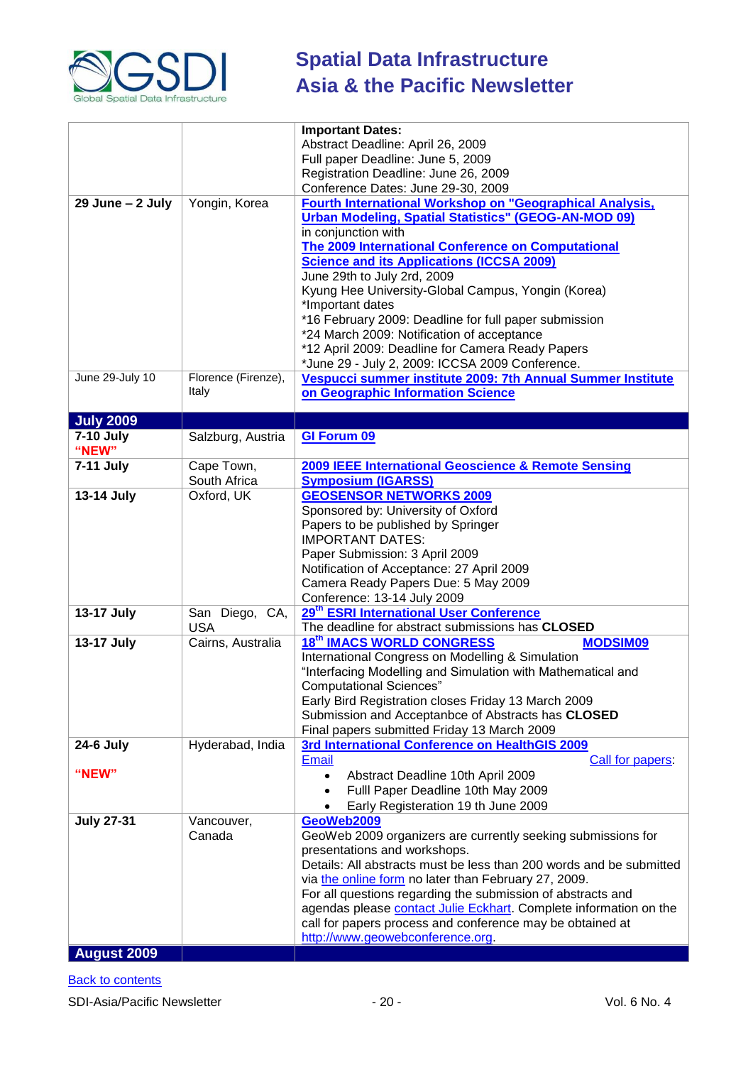| | | |
|---|---|---|
| | | **Important Dates:**<br>Abstract Deadline: April 26, 2009<br>Full paper Deadline: June 5, 2009<br>Registration Deadline: June 26, 2009<br>Conference Dates: June 29-30, 2009 |
| **29 June – 2 July** | Yongin, Korea | **Fourth International Workshop on "Geographical Analysis, Urban Modeling, Spatial Statistics" (GEOG-AN-MOD 09)**<br>in conjunction with<br>**The 2009 International Conference on Computational Science and its Applications (ICCSA 2009)**<br>June 29th to July 2rd, 2009<br>Kyung Hee University-Global Campus, Yongin (Korea)<br>*Important dates<br>*16 February 2009: Deadline for full paper submission<br>*24 March 2009: Notification of acceptance<br>*12 April 2009: Deadline for Camera Ready Papers<br>*June 29 - July 2, 2009: ICCSA 2009 Conference. |
| June 29-July 10 | Florence (Firenze), Italy | **Vespucci summer institute 2009: 7th Annual Summer Institute on Geographic Information Science** |
| **July 2009** | | |
| **7-10 July "NEW"** | Salzburg, Austria | **GI Forum 09** |
| **7-11 July** | Cape Town, South Africa | **2009 IEEE International Geoscience & Remote Sensing Symposium (IGARSS)** |
| **13-14 July** | Oxford, UK | **GEOSENSOR NETWORKS 2009**<br>Sponsored by: University of Oxford<br>Papers to be published by Springer<br>IMPORTANT DATES:<br>Paper Submission: 3 April 2009<br>Notification of Acceptance: 27 April 2009<br>Camera Ready Papers Due: 5 May 2009<br>Conference: 13-14 July 2009 |
| **13-17 July** | San Diego, CA, USA | **29th ESRI International User Conference**<br>The deadline for abstract submissions has **CLOSED** |
| **13-17 July** | Cairns, Australia | **18th IMACS WORLD CONGRESS MODSIM09**<br>International Congress on Modelling & Simulation<br>"Interfacing Modelling and Simulation with Mathematical and Computational Sciences"<br>Early Bird Registration closes Friday 13 March 2009<br>Submission and Acceptanbce of Abstracts has **CLOSED**<br>Final papers submitted Friday 13 March 2009 |
| **24-6 July**<br><br>**"NEW"** | Hyderabad, India | **3rd International Conference on HealthGIS 2009**<br>Email Call for papers:<br>• Abstract Deadline 10th April 2009<br>• Fulll Paper Deadline 10th May 2009<br>• Early Registration 19 th June 2009 |
| **July 27-31** | Vancouver, Canada | **GeoWeb2009**<br>GeoWeb 2009 organizers are currently seeking submissions for presentations and workshops.<br>Details: All abstracts must be less than 200 words and be submitted via the online form no later than February 27, 2009.<br>For all questions regarding the submission of abstracts and agendas please contact Julie Eckhart. Complete information on the call for papers process and conference may be obtained at http://www.geowebconference.org. |
| **August 2009** | | |

Back to contents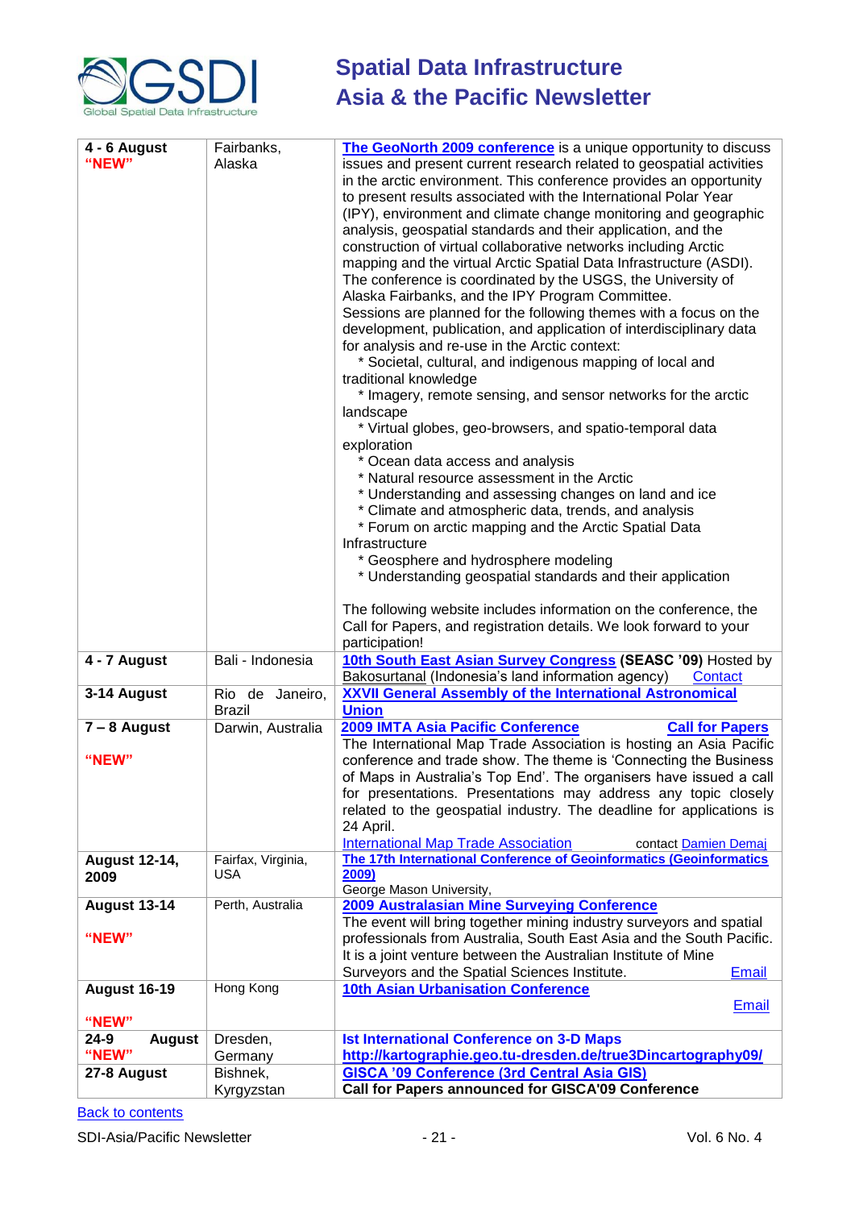| | | |
|---|---|---|
| **4 - 6 August** **"NEW"** | Fairbanks, Alaska | **The GeoNorth 2009 conference** is a unique opportunity to discuss issues and present current research related to geospatial activities in the arctic environment. This conference provides an opportunity to present results associated with the International Polar Year (IPY), environment and climate change monitoring and geographic analysis, geospatial standards and their application, and the construction of virtual collaborative networks including Arctic mapping and the virtual Arctic Spatial Data Infrastructure (ASDI). The conference is coordinated by the USGS, the University of Alaska Fairbanks, and the IPY Program Committee. Sessions are planned for the following themes with a focus on the development, publication, and application of interdisciplinary data for analysis and re-use in the Arctic context: <br> * Societal, cultural, and indigenous mapping of local and traditional knowledge <br> * Imagery, remote sensing, and sensor networks for the arctic landscape <br> * Virtual globes, geo-browsers, and spatio-temporal data exploration <br> * Ocean data access and analysis <br> * Natural resource assessment in the Arctic <br> * Understanding and assessing changes on land and ice <br> * Climate and atmospheric data, trends, and analysis <br> * Forum on arctic mapping and the Arctic Spatial Data Infrastructure <br> * Geosphere and hydrosphere modeling <br> * Understanding geospatial standards and their application <br><br> The following website includes information on the conference, the Call for Papers, and registration details. We look forward to your participation! |
| **4 - 7 August** | Bali - Indonesia | **10th South East Asian Survey Congress (SEASC '09)** Hosted by Bakosurtanal (Indonesia's land information agency) Contact |
| **3-14 August** | Rio de Janeiro, Brazil | **XXVII General Assembly of the International Astronomical Union** |
| **7 – 8 August** **"NEW"** | Darwin, Australia | **2009 IMTA Asia Pacific Conference** **Call for Papers** <br> The International Map Trade Association is hosting an Asia Pacific conference and trade show. The theme is 'Connecting the Business of Maps in Australia's Top End'. The organisers have issued a call for presentations. Presentations may address any topic closely related to the geospatial industry. The deadline for applications is 24 April. <br> International Map Trade Association contact Damien Demaj |
| **August 12-14, 2009** | Fairfax, Virginia, USA | **The 17th International Conference of Geoinformatics (Geoinformatics 2009)** <br> George Mason University, |
| **August 13-14** **"NEW"** | Perth, Australia | **2009 Australasian Mine Surveying Conference** <br> The event will bring together mining industry surveyors and spatial professionals from Australia, South East Asia and the South Pacific. It is a joint venture between the Australian Institute of Mine Surveyors and the Spatial Sciences Institute. Email |
| **August 16-19** **"NEW"** | Hong Kong | **10th Asian Urbanisation Conference** <br> Email |
| **24-9 August** **"NEW"** | Dresden, Germany | **Ist International Conference on 3-D Maps** <br> **http://kartographie.geo.tu-dresden.de/true3Dincartography09/** |
| **27-8 August** | Bishnek, Kyrgyzstan | **GISCA '09 Conference (3rd Central Asia GIS)** <br> **Call for Papers announced for GISCA'09 Conference** |

Back to contents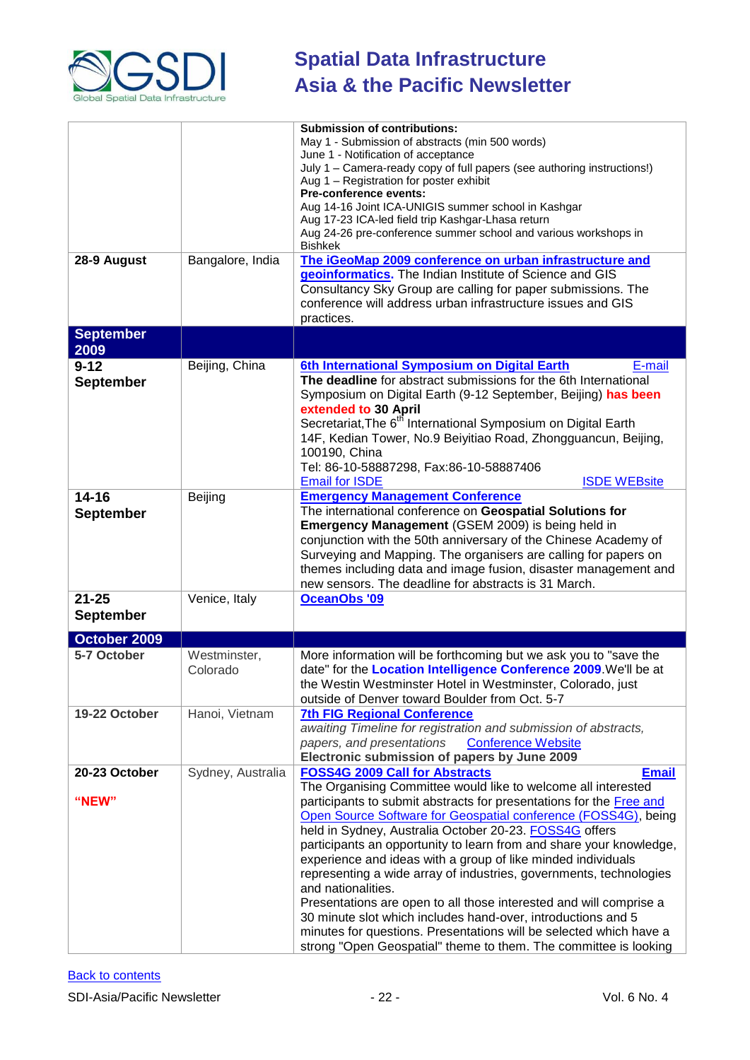| | | |
|---|---|---|
| | | **Submission of contributions:**<br>May 1 - Submission of abstracts (min 500 words)<br>June 1 - Notification of acceptance<br>July 1 – Camera-ready copy of full papers (see authoring instructions!)<br>Aug 1 – Registration for poster exhibit<br>**Pre-conference events:**<br>Aug 14-16 Joint ICA-UNIGIS summer school in Kashgar<br>Aug 17-23 ICA-led field trip Kashgar-Lhasa return<br>Aug 24-26 pre-conference summer school and various workshops in Bishkek |
| **28-9 August** | Bangalore, India | **The iGeoMap 2009 conference on urban infrastructure and geoinformatics.** The Indian Institute of Science and GIS Consultancy Sky Group are calling for paper submissions. The conference will address urban infrastructure issues and GIS practices. |
| **September 2009** | | |
| **9-12 September** | Beijing, China | **6th International Symposium on Digital Earth** E-mail<br>**The deadline** for abstract submissions for the 6th International Symposium on Digital Earth (9-12 September, Beijing) **has been extended to 30 April**<br>Secretariat,The 6th International Symposium on Digital Earth<br>14F, Kedian Tower, No.9 Beiyitiao Road, Zhongguancun, Beijing, 100190, China<br>Tel: 86-10-58887298, Fax:86-10-58887406<br>Email for ISDE ISDE WEBsite |
| **14-16 September** | Beijing | **Emergency Management Conference**<br>The international conference on **Geospatial Solutions for Emergency Management** (GSEM 2009) is being held in conjunction with the 50th anniversary of the Chinese Academy of Surveying and Mapping. The organisers are calling for papers on themes including data and image fusion, disaster management and new sensors. The deadline for abstracts is 31 March. |
| **21-25 September** | Venice, Italy | **OceanObs '09** |
| **October 2009** | | |
| **5-7 October** | Westminster, Colorado | More information will be forthcoming but we ask you to "save the date" for the **Location Intelligence Conference 2009**.We'll be at the Westin Westminster Hotel in Westminster, Colorado, just outside of Denver toward Boulder from Oct. 5-7 |
| **19-22 October** | Hanoi, Vietnam | **7th FIG Regional Conference**<br>*awaiting Timeline for registration and submission of abstracts, papers, and presentations* Conference Website<br>**Electronic submission of papers by June 2009** |
| **20-23 October**<br><br>**"NEW"** | Sydney, Australia | **FOSS4G 2009 Call for Abstracts** **Email**<br>The Organising Committee would like to welcome all interested participants to submit abstracts for presentations for the Free and Open Source Software for Geospatial conference (FOSS4G), being held in Sydney, Australia October 20-23. FOSS4G offers participants an opportunity to learn from and share your knowledge, experience and ideas with a group of like minded individuals representing a wide array of industries, governments, technologies and nationalities.<br>Presentations are open to all those interested and will comprise a 30 minute slot which includes hand-over, introductions and 5 minutes for questions. Presentations will be selected which have a strong "Open Geospatial" theme to them. The committee is looking |

Back to contents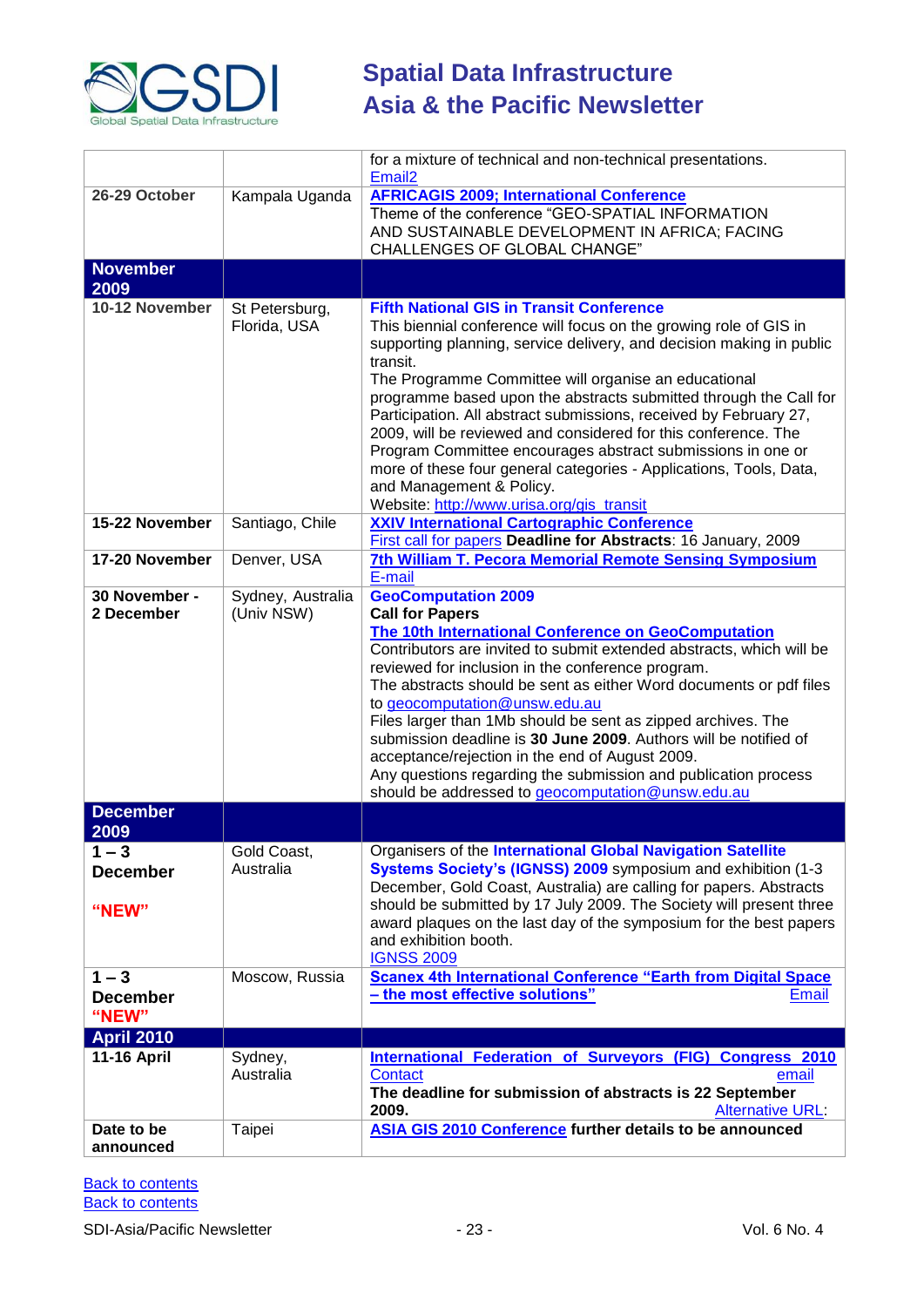| | | |
|---|---|---|
| | | for a mixture of technical and non-technical presentations. Email2 |
| **26-29 October** | Kampala Uganda | **AFRICAGIS 2009; International Conference** Theme of the conference "GEO-SPATIAL INFORMATION AND SUSTAINABLE DEVELOPMENT IN AFRICA; FACING CHALLENGES OF GLOBAL CHANGE" |
| **November 2009** | | |
| **10-12 November** | St Petersburg, Florida, USA | **Fifth National GIS in Transit Conference** This biennial conference will focus on the growing role of GIS in supporting planning, service delivery, and decision making in public transit. The Programme Committee will organise an educational programme based upon the abstracts submitted through the Call for Participation. All abstract submissions, received by February 27, 2009, will be reviewed and considered for this conference. The Program Committee encourages abstract submissions in one or more of these four general categories - Applications, Tools, Data, and Management & Policy. Website: http://www.urisa.org/gis_transit |
| **15-22 November** | Santiago, Chile | **XXIV International Cartographic Conference** First call for papers **Deadline for Abstracts**: 16 January, 2009 |
| **17-20 November** | Denver, USA | **7th William T. Pecora Memorial Remote Sensing Symposium** E-mail |
| **30 November - 2 December** | Sydney, Australia (Univ NSW) | **GeoComputation 2009** **Call for Papers** **The 10th International Conference on GeoComputation** Contributors are invited to submit extended abstracts, which will be reviewed for inclusion in the conference program. The abstracts should be sent as either Word documents or pdf files to geocomputation@unsw.edu.au Files larger than 1Mb should be sent as zipped archives. The submission deadline is **30 June 2009**. Authors will be notified of acceptance/rejection in the end of August 2009. Any questions regarding the submission and publication process should be addressed to geocomputation@unsw.edu.au |
| **December 2009** | | |
| **1 – 3 December** **"NEW"** | Gold Coast, Australia | Organisers of the **International Global Navigation Satellite Systems Society's (IGNSS) 2009** symposium and exhibition (1-3 December, Gold Coast, Australia) are calling for papers. Abstracts should be submitted by 17 July 2009. The Society will present three award plaques on the last day of the symposium for the best papers and exhibition booth. IGNSS 2009 |
| **1 – 3 December** **"NEW"** | Moscow, Russia | **Scanex 4th International Conference "Earth from Digital Space – the most effective solutions"** Email |
| **April 2010** | | |
| **11-16 April** | Sydney, Australia | **International Federation of Surveyors (FIG) Congress 2010** Contact email **The deadline for submission of abstracts is 22 September 2009.** Alternative URL: |
| **Date to be announced** | Taipei | **ASIA GIS 2010 Conference** **further details to be announced** |

Back to contents
Back to contents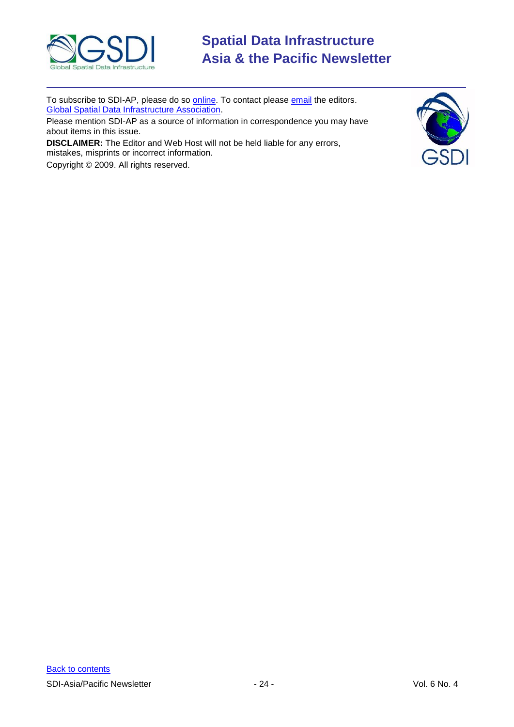To subscribe to SDI-AP, please do so online. To contact please email the editors. Global Spatial Data Infrastructure Association.

Please mention SDI-AP as a source of information in correspondence you may have about items in this issue.

**DISCLAIMER:** The Editor and Web Host will not be held liable for any errors, mistakes, misprints or incorrect information.

Copyright © 2009. All rights reserved.

Back to contents